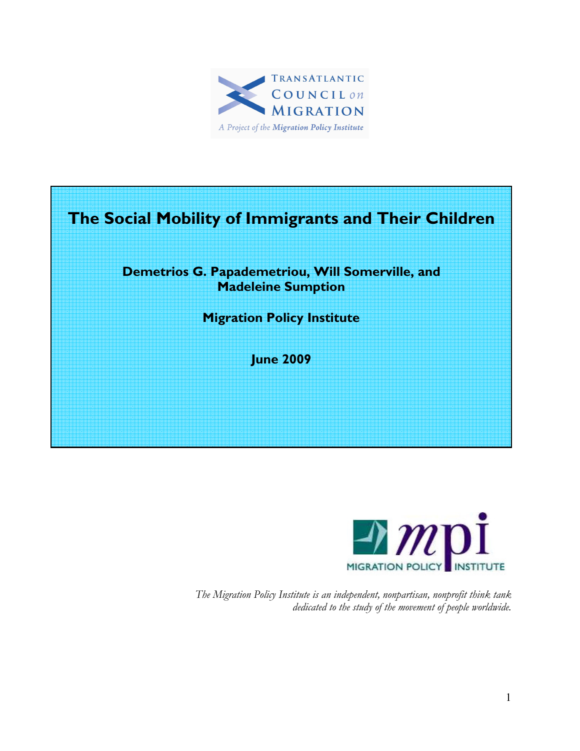TransAtlantic Council on Migration

*A Project of the Migration Policy Institute*

# The Social Mobility of Immigrants and Their Children

**Demetrios G. Papademetriou, Will Somerville, and Madeleine Sumption**

**Migration Policy Institute**

**June 2009**

MIGRATION POLICY INSTITUTE

*The Migration Policy Institute is an independent, nonpartisan, nonprofit think tank dedicated to the study of the movement of people worldwide.*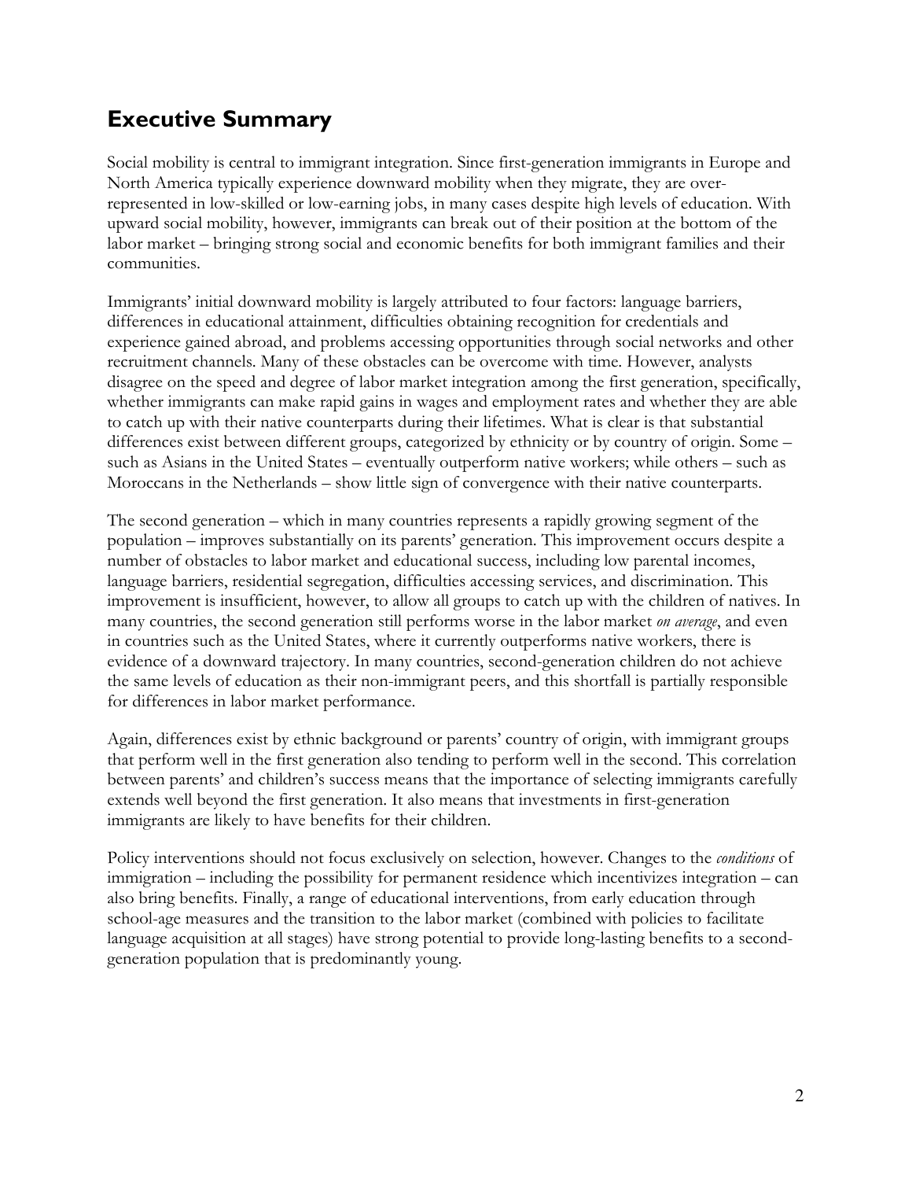## Executive Summary

Social mobility is central to immigrant integration. Since first-generation immigrants in Europe and North America typically experience downward mobility when they migrate, they are over-represented in low-skilled or low-earning jobs, in many cases despite high levels of education. With upward social mobility, however, immigrants can break out of their position at the bottom of the labor market – bringing strong social and economic benefits for both immigrant families and their communities.

Immigrants' initial downward mobility is largely attributed to four factors: language barriers, differences in educational attainment, difficulties obtaining recognition for credentials and experience gained abroad, and problems accessing opportunities through social networks and other recruitment channels. Many of these obstacles can be overcome with time. However, analysts disagree on the speed and degree of labor market integration among the first generation, specifically, whether immigrants can make rapid gains in wages and employment rates and whether they are able to catch up with their native counterparts during their lifetimes. What is clear is that substantial differences exist between different groups, categorized by ethnicity or by country of origin. Some – such as Asians in the United States – eventually outperform native workers; while others – such as Moroccans in the Netherlands – show little sign of convergence with their native counterparts.

The second generation – which in many countries represents a rapidly growing segment of the population – improves substantially on its parents' generation. This improvement occurs despite a number of obstacles to labor market and educational success, including low parental incomes, language barriers, residential segregation, difficulties accessing services, and discrimination. This improvement is insufficient, however, to allow all groups to catch up with the children of natives. In many countries, the second generation still performs worse in the labor market *on average*, and even in countries such as the United States, where it currently outperforms native workers, there is evidence of a downward trajectory. In many countries, second-generation children do not achieve the same levels of education as their non-immigrant peers, and this shortfall is partially responsible for differences in labor market performance.

Again, differences exist by ethnic background or parents' country of origin, with immigrant groups that perform well in the first generation also tending to perform well in the second. This correlation between parents' and children's success means that the importance of selecting immigrants carefully extends well beyond the first generation. It also means that investments in first-generation immigrants are likely to have benefits for their children.

Policy interventions should not focus exclusively on selection, however. Changes to the *conditions* of immigration – including the possibility for permanent residence which incentivizes integration – can also bring benefits. Finally, a range of educational interventions, from early education through school-age measures and the transition to the labor market (combined with policies to facilitate language acquisition at all stages) have strong potential to provide long-lasting benefits to a second-generation population that is predominantly young.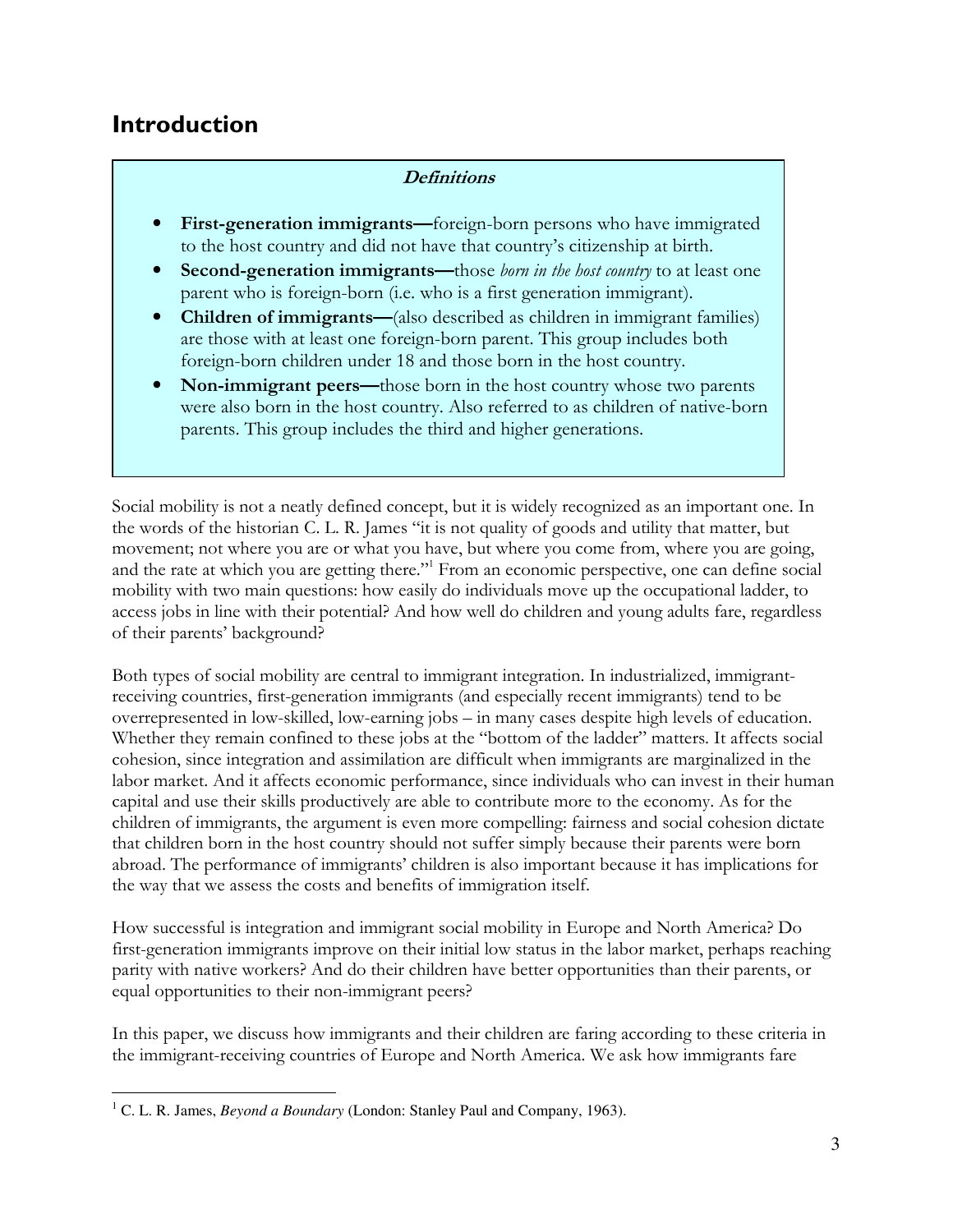## Introduction

> ***Definitions***
>
> - **First-generation immigrants—**foreign-born persons who have immigrated to the host country and did not have that country's citizenship at birth.
> - **Second-generation immigrants—**those *born in the host country* to at least one parent who is foreign-born (i.e. who is a first generation immigrant).
> - **Children of immigrants—**(also described as children in immigrant families) are those with at least one foreign-born parent. This group includes both foreign-born children under 18 and those born in the host country.
> - **Non-immigrant peers—**those born in the host country whose two parents were also born in the host country. Also referred to as children of native-born parents. This group includes the third and higher generations.

Social mobility is not a neatly defined concept, but it is widely recognized as an important one. In the words of the historian C. L. R. James "it is not quality of goods and utility that matter, but movement; not where you are or what you have, but where you come from, where you are going, and the rate at which you are getting there."[1] From an economic perspective, one can define social mobility with two main questions: how easily do individuals move up the occupational ladder, to access jobs in line with their potential? And how well do children and young adults fare, regardless of their parents' background?

Both types of social mobility are central to immigrant integration. In industrialized, immigrant-receiving countries, first-generation immigrants (and especially recent immigrants) tend to be overrepresented in low-skilled, low-earning jobs – in many cases despite high levels of education. Whether they remain confined to these jobs at the "bottom of the ladder" matters. It affects social cohesion, since integration and assimilation are difficult when immigrants are marginalized in the labor market. And it affects economic performance, since individuals who can invest in their human capital and use their skills productively are able to contribute more to the economy. As for the children of immigrants, the argument is even more compelling: fairness and social cohesion dictate that children born in the host country should not suffer simply because their parents were born abroad. The performance of immigrants' children is also important because it has implications for the way that we assess the costs and benefits of immigration itself.

How successful is integration and immigrant social mobility in Europe and North America? Do first-generation immigrants improve on their initial low status in the labor market, perhaps reaching parity with native workers? And do their children have better opportunities than their parents, or equal opportunities to their non-immigrant peers?

In this paper, we discuss how immigrants and their children are faring according to these criteria in the immigrant-receiving countries of Europe and North America. We ask how immigrants fare

---

[1] C. L. R. James, *Beyond a Boundary* (London: Stanley Paul and Company, 1963).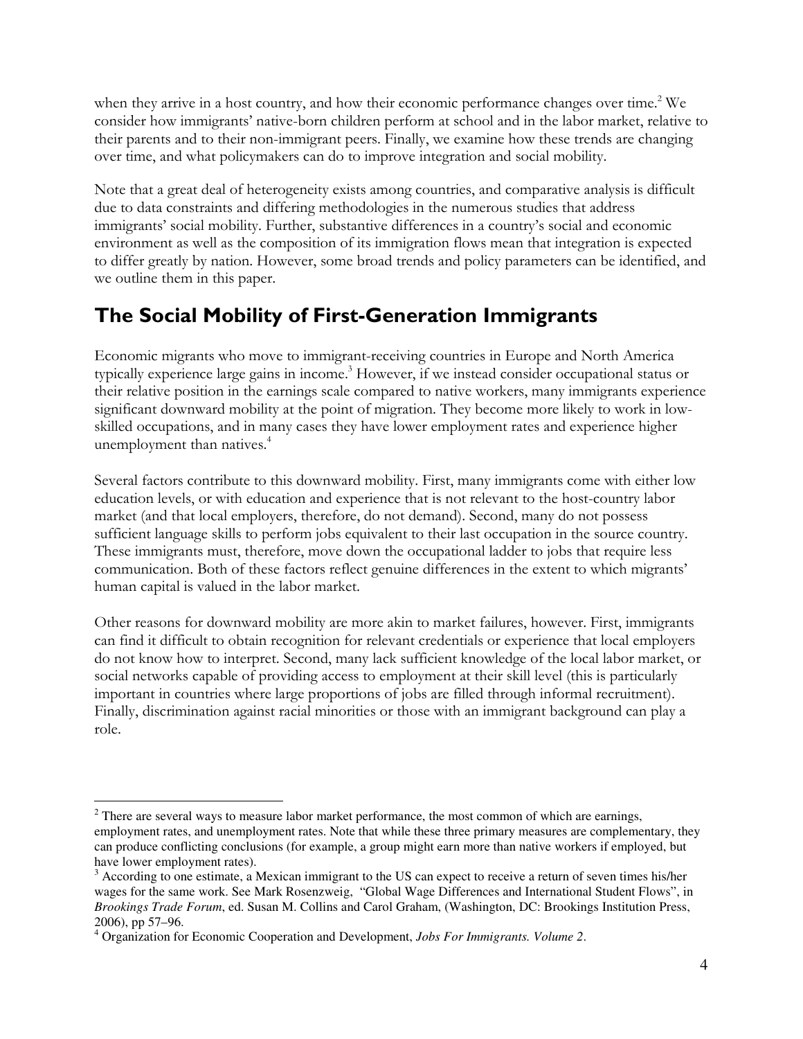when they arrive in a host country, and how their economic performance changes over time.[2] We consider how immigrants' native-born children perform at school and in the labor market, relative to their parents and to their non-immigrant peers. Finally, we examine how these trends are changing over time, and what policymakers can do to improve integration and social mobility.

Note that a great deal of heterogeneity exists among countries, and comparative analysis is difficult due to data constraints and differing methodologies in the numerous studies that address immigrants' social mobility. Further, substantive differences in a country's social and economic environment as well as the composition of its immigration flows mean that integration is expected to differ greatly by nation. However, some broad trends and policy parameters can be identified, and we outline them in this paper.

## The Social Mobility of First-Generation Immigrants

Economic migrants who move to immigrant-receiving countries in Europe and North America typically experience large gains in income.[3] However, if we instead consider occupational status or their relative position in the earnings scale compared to native workers, many immigrants experience significant downward mobility at the point of migration. They become more likely to work in low-skilled occupations, and in many cases they have lower employment rates and experience higher unemployment than natives.[4]

Several factors contribute to this downward mobility. First, many immigrants come with either low education levels, or with education and experience that is not relevant to the host-country labor market (and that local employers, therefore, do not demand). Second, many do not possess sufficient language skills to perform jobs equivalent to their last occupation in the source country. These immigrants must, therefore, move down the occupational ladder to jobs that require less communication. Both of these factors reflect genuine differences in the extent to which migrants' human capital is valued in the labor market.

Other reasons for downward mobility are more akin to market failures, however. First, immigrants can find it difficult to obtain recognition for relevant credentials or experience that local employers do not know how to interpret. Second, many lack sufficient knowledge of the local labor market, or social networks capable of providing access to employment at their skill level (this is particularly important in countries where large proportions of jobs are filled through informal recruitment). Finally, discrimination against racial minorities or those with an immigrant background can play a role.

---

[2] There are several ways to measure labor market performance, the most common of which are earnings, employment rates, and unemployment rates. Note that while these three primary measures are complementary, they can produce conflicting conclusions (for example, a group might earn more than native workers if employed, but have lower employment rates).

[3] According to one estimate, a Mexican immigrant to the US can expect to receive a return of seven times his/her wages for the same work. See Mark Rosenzweig, "Global Wage Differences and International Student Flows", in *Brookings Trade Forum*, ed. Susan M. Collins and Carol Graham, (Washington, DC: Brookings Institution Press, 2006), pp 57–96.

[4] Organization for Economic Cooperation and Development, *Jobs For Immigrants. Volume 2*.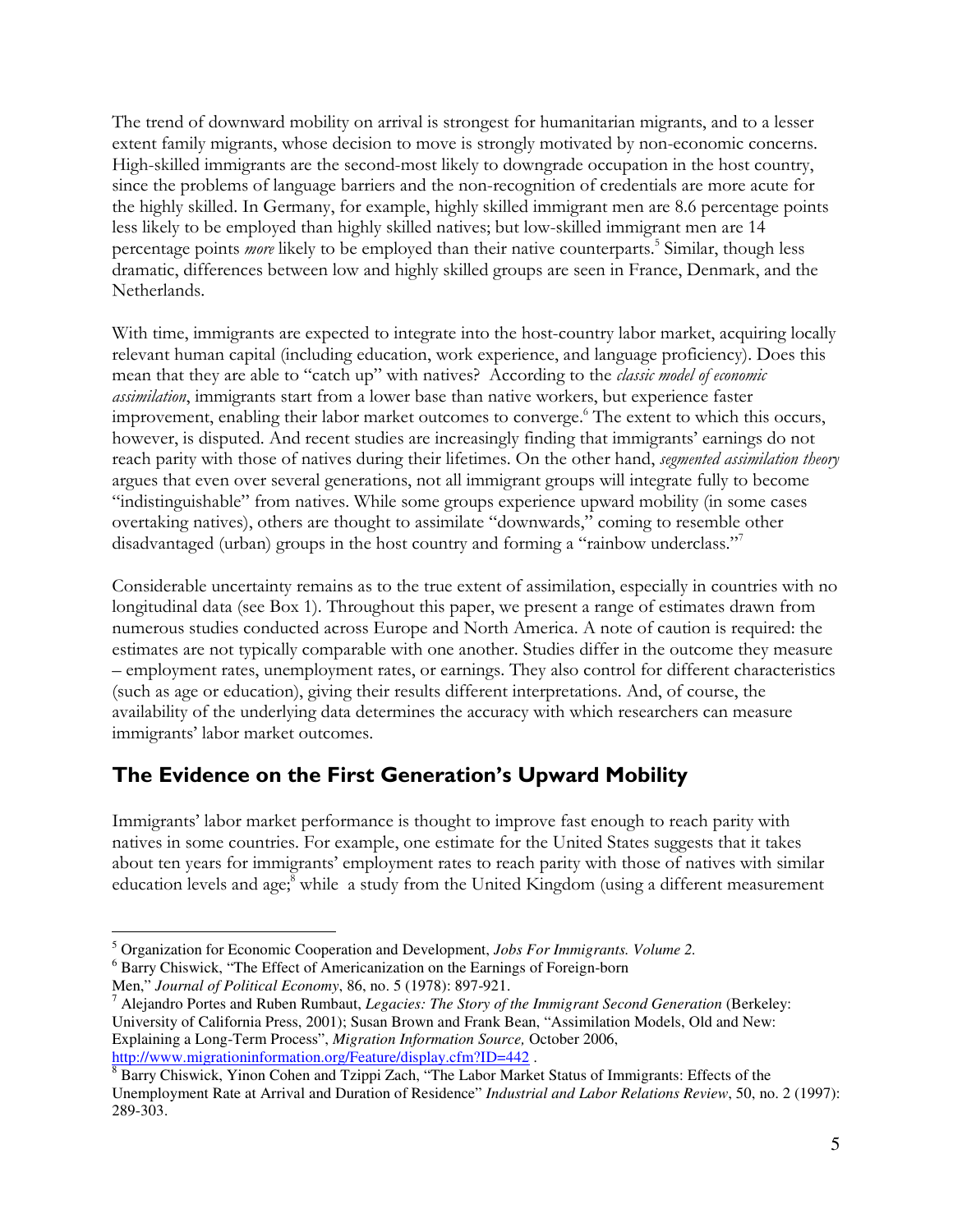The trend of downward mobility on arrival is strongest for humanitarian migrants, and to a lesser extent family migrants, whose decision to move is strongly motivated by non-economic concerns. High-skilled immigrants are the second-most likely to downgrade occupation in the host country, since the problems of language barriers and the non-recognition of credentials are more acute for the highly skilled. In Germany, for example, highly skilled immigrant men are 8.6 percentage points less likely to be employed than highly skilled natives; but low-skilled immigrant men are 14 percentage points *more* likely to be employed than their native counterparts.[5] Similar, though less dramatic, differences between low and highly skilled groups are seen in France, Denmark, and the Netherlands.

With time, immigrants are expected to integrate into the host-country labor market, acquiring locally relevant human capital (including education, work experience, and language proficiency). Does this mean that they are able to "catch up" with natives? According to the *classic model of economic assimilation*, immigrants start from a lower base than native workers, but experience faster improvement, enabling their labor market outcomes to converge.[6] The extent to which this occurs, however, is disputed. And recent studies are increasingly finding that immigrants' earnings do not reach parity with those of natives during their lifetimes. On the other hand, *segmented assimilation theory* argues that even over several generations, not all immigrant groups will integrate fully to become "indistinguishable" from natives. While some groups experience upward mobility (in some cases overtaking natives), others are thought to assimilate "downwards," coming to resemble other disadvantaged (urban) groups in the host country and forming a "rainbow underclass."[7]

Considerable uncertainty remains as to the true extent of assimilation, especially in countries with no longitudinal data (see Box 1). Throughout this paper, we present a range of estimates drawn from numerous studies conducted across Europe and North America. A note of caution is required: the estimates are not typically comparable with one another. Studies differ in the outcome they measure – employment rates, unemployment rates, or earnings. They also control for different characteristics (such as age or education), giving their results different interpretations. And, of course, the availability of the underlying data determines the accuracy with which researchers can measure immigrants' labor market outcomes.

## The Evidence on the First Generation's Upward Mobility

Immigrants' labor market performance is thought to improve fast enough to reach parity with natives in some countries. For example, one estimate for the United States suggests that it takes about ten years for immigrants' employment rates to reach parity with those of natives with similar education levels and age;[8] while a study from the United Kingdom (using a different measurement

---

[5] Organization for Economic Cooperation and Development, *Jobs For Immigrants. Volume 2.*

[6] Barry Chiswick, "The Effect of Americanization on the Earnings of Foreign-born Men," *Journal of Political Economy*, 86, no. 5 (1978): 897-921.

[7] Alejandro Portes and Ruben Rumbaut, *Legacies: The Story of the Immigrant Second Generation* (Berkeley: University of California Press, 2001); Susan Brown and Frank Bean, "Assimilation Models, Old and New: Explaining a Long-Term Process", *Migration Information Source,* October 2006, http://www.migrationinformation.org/Feature/display.cfm?ID=442 .

[8] Barry Chiswick, Yinon Cohen and Tzippi Zach, "The Labor Market Status of Immigrants: Effects of the Unemployment Rate at Arrival and Duration of Residence" *Industrial and Labor Relations Review*, 50, no. 2 (1997): 289-303.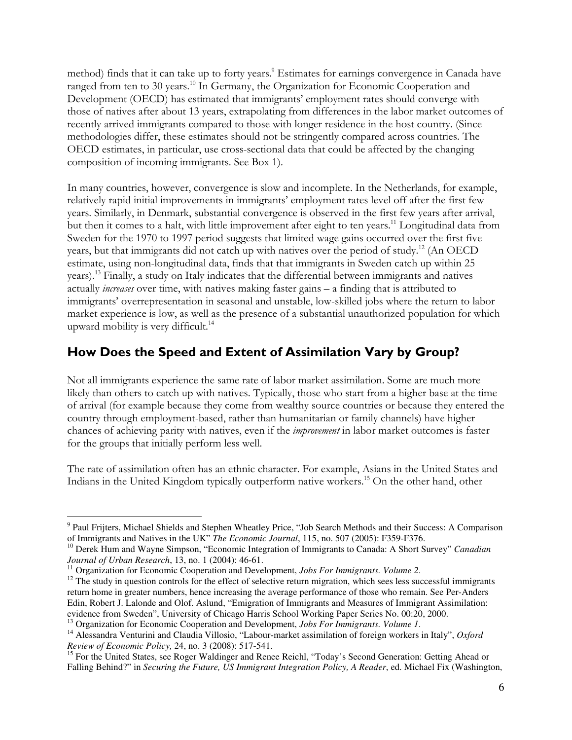method) finds that it can take up to forty years.[9] Estimates for earnings convergence in Canada have ranged from ten to 30 years.[10] In Germany, the Organization for Economic Cooperation and Development (OECD) has estimated that immigrants' employment rates should converge with those of natives after about 13 years, extrapolating from differences in the labor market outcomes of recently arrived immigrants compared to those with longer residence in the host country. (Since methodologies differ, these estimates should not be stringently compared across countries. The OECD estimates, in particular, use cross-sectional data that could be affected by the changing composition of incoming immigrants. See Box 1).

In many countries, however, convergence is slow and incomplete. In the Netherlands, for example, relatively rapid initial improvements in immigrants' employment rates level off after the first few years. Similarly, in Denmark, substantial convergence is observed in the first few years after arrival, but then it comes to a halt, with little improvement after eight to ten years.[11] Longitudinal data from Sweden for the 1970 to 1997 period suggests that limited wage gains occurred over the first five years, but that immigrants did not catch up with natives over the period of study.[12] (An OECD estimate, using non-longitudinal data, finds that that immigrants in Sweden catch up within 25 years).[13] Finally, a study on Italy indicates that the differential between immigrants and natives actually *increases* over time, with natives making faster gains – a finding that is attributed to immigrants' overrepresentation in seasonal and unstable, low-skilled jobs where the return to labor market experience is low, as well as the presence of a substantial unauthorized population for which upward mobility is very difficult.[14]

## How Does the Speed and Extent of Assimilation Vary by Group?

Not all immigrants experience the same rate of labor market assimilation. Some are much more likely than others to catch up with natives. Typically, those who start from a higher base at the time of arrival (for example because they come from wealthy source countries or because they entered the country through employment-based, rather than humanitarian or family channels) have higher chances of achieving parity with natives, even if the *improvement* in labor market outcomes is faster for the groups that initially perform less well.

The rate of assimilation often has an ethnic character. For example, Asians in the United States and Indians in the United Kingdom typically outperform native workers.[15] On the other hand, other

---

[9] Paul Frijters, Michael Shields and Stephen Wheatley Price, "Job Search Methods and their Success: A Comparison of Immigrants and Natives in the UK" *The Economic Journal*, 115, no. 507 (2005): F359-F376.

[10] Derek Hum and Wayne Simpson, "Economic Integration of Immigrants to Canada: A Short Survey" *Canadian Journal of Urban Research*, 13, no. 1 (2004): 46-61.

[11] Organization for Economic Cooperation and Development, *Jobs For Immigrants. Volume 2*.

[12] The study in question controls for the effect of selective return migration, which sees less successful immigrants return home in greater numbers, hence increasing the average performance of those who remain. See Per-Anders Edin, Robert J. Lalonde and Olof. Aslund, "Emigration of Immigrants and Measures of Immigrant Assimilation: evidence from Sweden", University of Chicago Harris School Working Paper Series No. 00:20, 2000.

[13] Organization for Economic Cooperation and Development, *Jobs For Immigrants. Volume 1*.

[14] Alessandra Venturini and Claudia Villosio, "Labour-market assimilation of foreign workers in Italy", *Oxford Review of Economic Policy,* 24, no. 3 (2008): 517-541.

[15] For the United States, see Roger Waldinger and Renee Reichl, "Today's Second Generation: Getting Ahead or Falling Behind?" in *Securing the Future, US Immigrant Integration Policy, A Reader*, ed. Michael Fix (Washington,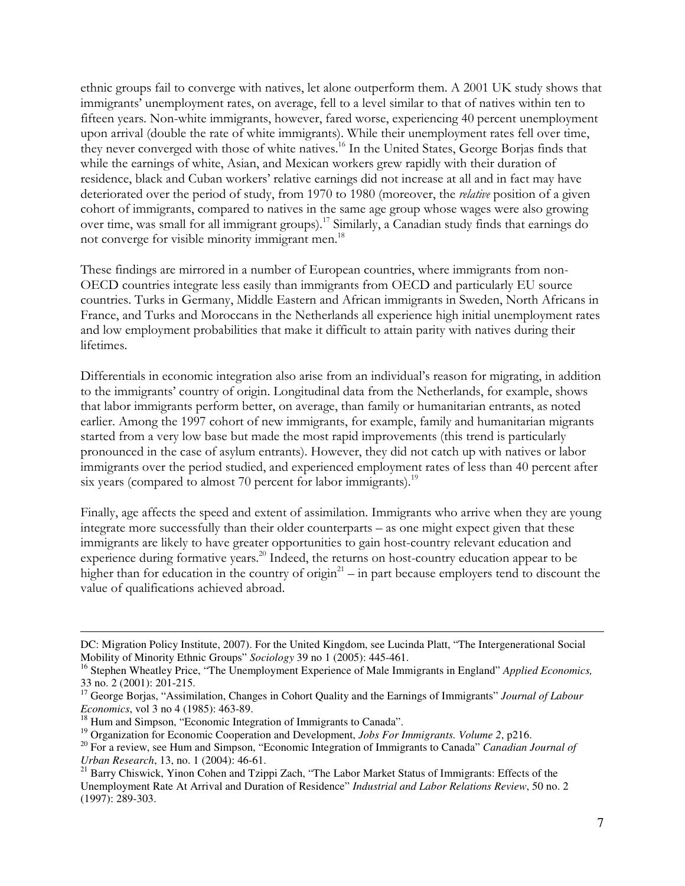ethnic groups fail to converge with natives, let alone outperform them. A 2001 UK study shows that immigrants' unemployment rates, on average, fell to a level similar to that of natives within ten to fifteen years. Non-white immigrants, however, fared worse, experiencing 40 percent unemployment upon arrival (double the rate of white immigrants). While their unemployment rates fell over time, they never converged with those of white natives.[16] In the United States, George Borjas finds that while the earnings of white, Asian, and Mexican workers grew rapidly with their duration of residence, black and Cuban workers' relative earnings did not increase at all and in fact may have deteriorated over the period of study, from 1970 to 1980 (moreover, the *relative* position of a given cohort of immigrants, compared to natives in the same age group whose wages were also growing over time, was small for all immigrant groups).[17] Similarly, a Canadian study finds that earnings do not converge for visible minority immigrant men.[18]

These findings are mirrored in a number of European countries, where immigrants from non-OECD countries integrate less easily than immigrants from OECD and particularly EU source countries. Turks in Germany, Middle Eastern and African immigrants in Sweden, North Africans in France, and Turks and Moroccans in the Netherlands all experience high initial unemployment rates and low employment probabilities that make it difficult to attain parity with natives during their lifetimes.

Differentials in economic integration also arise from an individual's reason for migrating, in addition to the immigrants' country of origin. Longitudinal data from the Netherlands, for example, shows that labor immigrants perform better, on average, than family or humanitarian entrants, as noted earlier. Among the 1997 cohort of new immigrants, for example, family and humanitarian migrants started from a very low base but made the most rapid improvements (this trend is particularly pronounced in the case of asylum entrants). However, they did not catch up with natives or labor immigrants over the period studied, and experienced employment rates of less than 40 percent after six years (compared to almost 70 percent for labor immigrants).[19]

Finally, age affects the speed and extent of assimilation. Immigrants who arrive when they are young integrate more successfully than their older counterparts – as one might expect given that these immigrants are likely to have greater opportunities to gain host-country relevant education and experience during formative years.[20] Indeed, the returns on host-country education appear to be higher than for education in the country of origin[21] – in part because employers tend to discount the value of qualifications achieved abroad.

---

DC: Migration Policy Institute, 2007). For the United Kingdom, see Lucinda Platt, "The Intergenerational Social Mobility of Minority Ethnic Groups" *Sociology* 39 no 1 (2005): 445-461.

[16] Stephen Wheatley Price, "The Unemployment Experience of Male Immigrants in England" *Applied Economics,* 33 no. 2 (2001): 201-215.

[17] George Borjas, "Assimilation, Changes in Cohort Quality and the Earnings of Immigrants" *Journal of Labour Economics*, vol 3 no 4 (1985): 463-89.

[18] Hum and Simpson, "Economic Integration of Immigrants to Canada".

[19] Organization for Economic Cooperation and Development, *Jobs For Immigrants. Volume 2*, p216.

[20] For a review, see Hum and Simpson, "Economic Integration of Immigrants to Canada" *Canadian Journal of Urban Research*, 13, no. 1 (2004): 46-61.

[21] Barry Chiswick, Yinon Cohen and Tzippi Zach, "The Labor Market Status of Immigrants: Effects of the Unemployment Rate At Arrival and Duration of Residence" *Industrial and Labor Relations Review*, 50 no. 2 (1997): 289-303.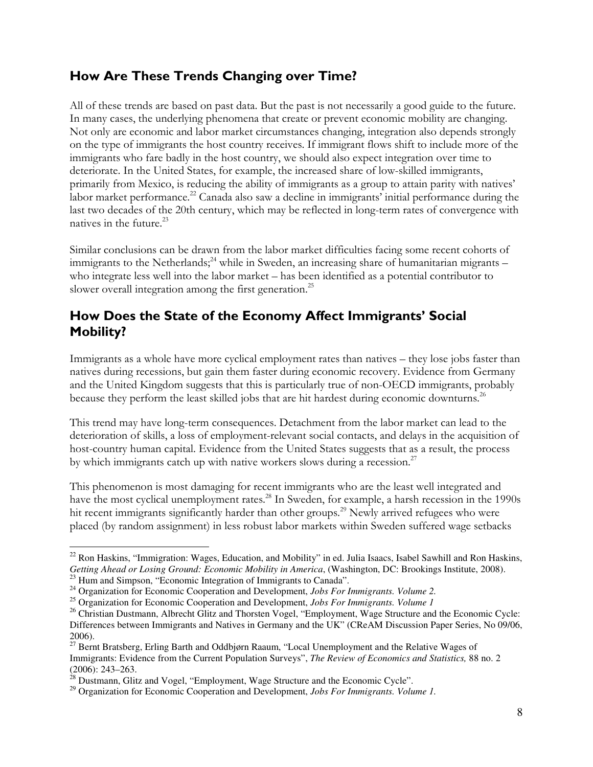## How Are These Trends Changing over Time?

All of these trends are based on past data. But the past is not necessarily a good guide to the future. In many cases, the underlying phenomena that create or prevent economic mobility are changing. Not only are economic and labor market circumstances changing, integration also depends strongly on the type of immigrants the host country receives. If immigrant flows shift to include more of the immigrants who fare badly in the host country, we should also expect integration over time to deteriorate. In the United States, for example, the increased share of low-skilled immigrants, primarily from Mexico, is reducing the ability of immigrants as a group to attain parity with natives' labor market performance.[22] Canada also saw a decline in immigrants' initial performance during the last two decades of the 20th century, which may be reflected in long-term rates of convergence with natives in the future.[23]

Similar conclusions can be drawn from the labor market difficulties facing some recent cohorts of immigrants to the Netherlands;[24] while in Sweden, an increasing share of humanitarian migrants – who integrate less well into the labor market – has been identified as a potential contributor to slower overall integration among the first generation.[25]

## How Does the State of the Economy Affect Immigrants' Social Mobility?

Immigrants as a whole have more cyclical employment rates than natives – they lose jobs faster than natives during recessions, but gain them faster during economic recovery. Evidence from Germany and the United Kingdom suggests that this is particularly true of non-OECD immigrants, probably because they perform the least skilled jobs that are hit hardest during economic downturns.[26]

This trend may have long-term consequences. Detachment from the labor market can lead to the deterioration of skills, a loss of employment-relevant social contacts, and delays in the acquisition of host-country human capital. Evidence from the United States suggests that as a result, the process by which immigrants catch up with native workers slows during a recession.[27]

This phenomenon is most damaging for recent immigrants who are the least well integrated and have the most cyclical unemployment rates.[28] In Sweden, for example, a harsh recession in the 1990s hit recent immigrants significantly harder than other groups.[29] Newly arrived refugees who were placed (by random assignment) in less robust labor markets within Sweden suffered wage setbacks

---

[22] Ron Haskins, "Immigration: Wages, Education, and Mobility" in ed. Julia Isaacs, Isabel Sawhill and Ron Haskins, *Getting Ahead or Losing Ground: Economic Mobility in America*, (Washington, DC: Brookings Institute, 2008).

[23] Hum and Simpson, "Economic Integration of Immigrants to Canada".

[24] Organization for Economic Cooperation and Development, *Jobs For Immigrants. Volume 2.*

[25] Organization for Economic Cooperation and Development, *Jobs For Immigrants. Volume 1*

[26] Christian Dustmann, Albrecht Glitz and Thorsten Vogel, "Employment, Wage Structure and the Economic Cycle: Differences between Immigrants and Natives in Germany and the UK" (CReAM Discussion Paper Series, No 09/06, 2006).

[27] Bernt Bratsberg, Erling Barth and Oddbjørn Raaum, "Local Unemployment and the Relative Wages of Immigrants: Evidence from the Current Population Surveys", *The Review of Economics and Statistics,* 88 no. 2 (2006): 243–263.

[28] Dustmann, Glitz and Vogel, "Employment, Wage Structure and the Economic Cycle".

[29] Organization for Economic Cooperation and Development, *Jobs For Immigrants. Volume 1.*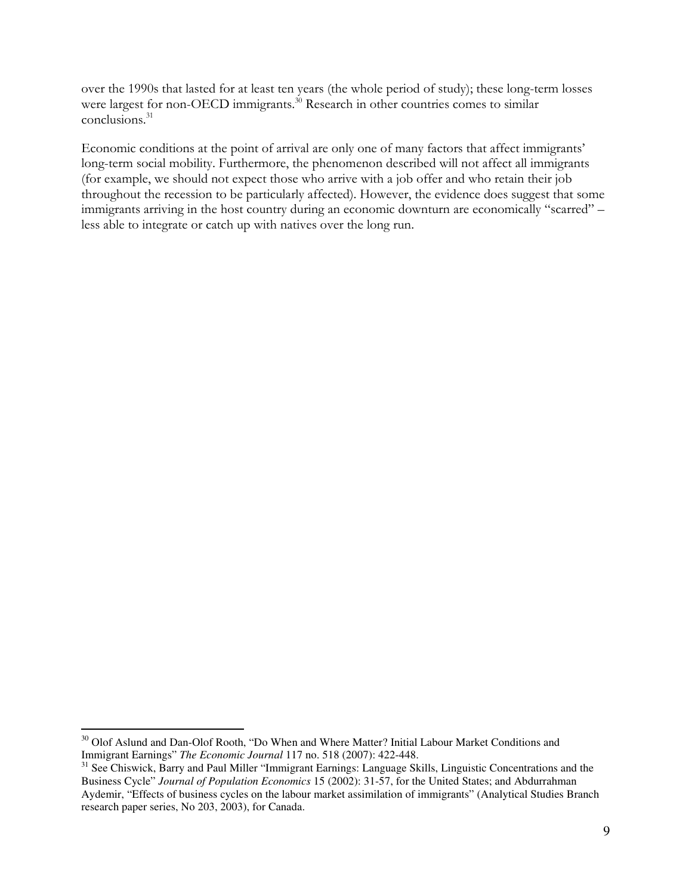over the 1990s that lasted for at least ten years (the whole period of study); these long-term losses were largest for non-OECD immigrants.[30] Research in other countries comes to similar conclusions.[31]

Economic conditions at the point of arrival are only one of many factors that affect immigrants' long-term social mobility. Furthermore, the phenomenon described will not affect all immigrants (for example, we should not expect those who arrive with a job offer and who retain their job throughout the recession to be particularly affected). However, the evidence does suggest that some immigrants arriving in the host country during an economic downturn are economically "scarred" – less able to integrate or catch up with natives over the long run.

---

[30] Olof Aslund and Dan-Olof Rooth, "Do When and Where Matter? Initial Labour Market Conditions and Immigrant Earnings" *The Economic Journal* 117 no. 518 (2007): 422-448.

[31] See Chiswick, Barry and Paul Miller "Immigrant Earnings: Language Skills, Linguistic Concentrations and the Business Cycle" *Journal of Population Economics* 15 (2002): 31-57, for the United States; and Abdurrahman Aydemir, "Effects of business cycles on the labour market assimilation of immigrants" (Analytical Studies Branch research paper series, No 203, 2003), for Canada.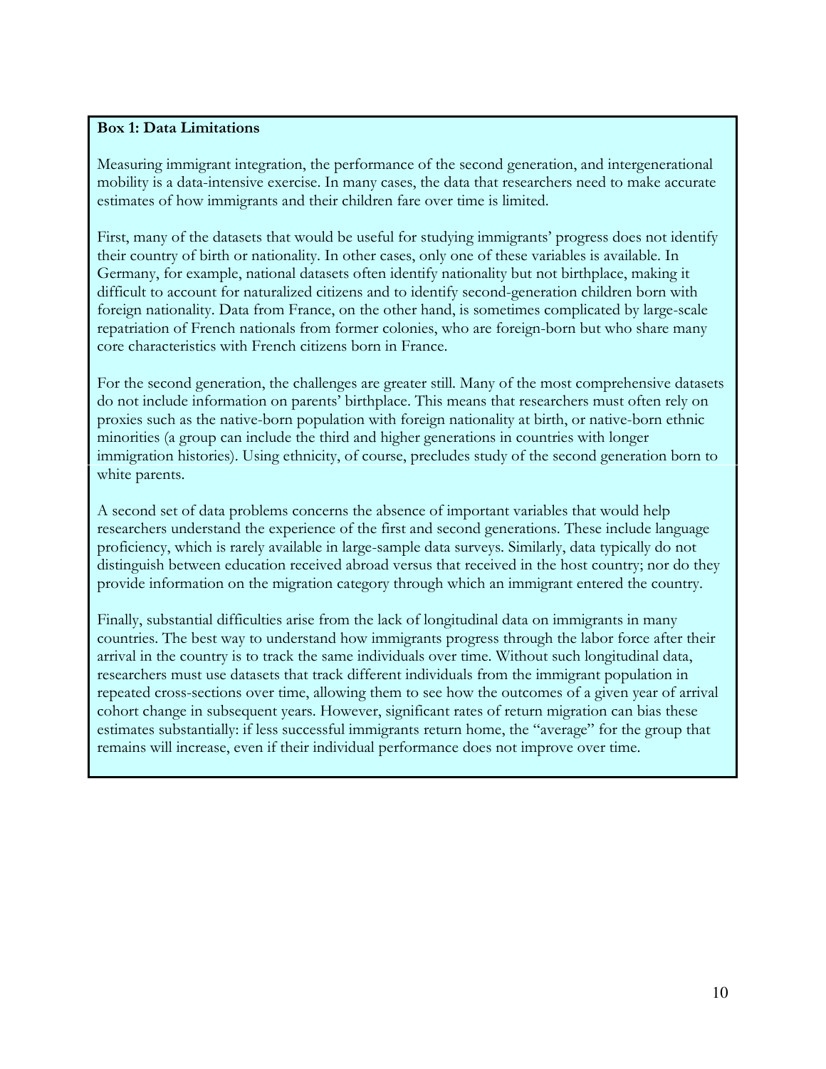**Box 1: Data Limitations**

Measuring immigrant integration, the performance of the second generation, and intergenerational mobility is a data-intensive exercise. In many cases, the data that researchers need to make accurate estimates of how immigrants and their children fare over time is limited.

First, many of the datasets that would be useful for studying immigrants' progress does not identify their country of birth or nationality. In other cases, only one of these variables is available. In Germany, for example, national datasets often identify nationality but not birthplace, making it difficult to account for naturalized citizens and to identify second-generation children born with foreign nationality. Data from France, on the other hand, is sometimes complicated by large-scale repatriation of French nationals from former colonies, who are foreign-born but who share many core characteristics with French citizens born in France.

For the second generation, the challenges are greater still. Many of the most comprehensive datasets do not include information on parents' birthplace. This means that researchers must often rely on proxies such as the native-born population with foreign nationality at birth, or native-born ethnic minorities (a group can include the third and higher generations in countries with longer immigration histories). Using ethnicity, of course, precludes study of the second generation born to white parents.

A second set of data problems concerns the absence of important variables that would help researchers understand the experience of the first and second generations. These include language proficiency, which is rarely available in large-sample data surveys. Similarly, data typically do not distinguish between education received abroad versus that received in the host country; nor do they provide information on the migration category through which an immigrant entered the country.

Finally, substantial difficulties arise from the lack of longitudinal data on immigrants in many countries. The best way to understand how immigrants progress through the labor force after their arrival in the country is to track the same individuals over time. Without such longitudinal data, researchers must use datasets that track different individuals from the immigrant population in repeated cross-sections over time, allowing them to see how the outcomes of a given year of arrival cohort change in subsequent years. However, significant rates of return migration can bias these estimates substantially: if less successful immigrants return home, the "average" for the group that remains will increase, even if their individual performance does not improve over time.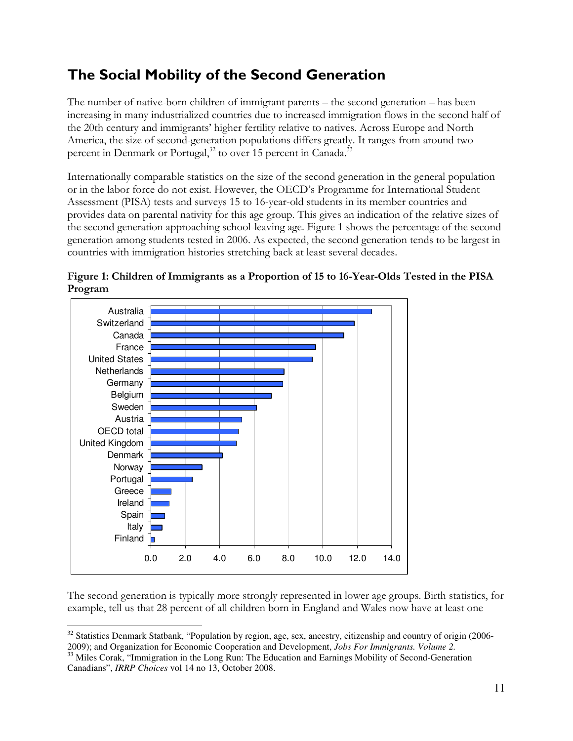## The Social Mobility of the Second Generation

The number of native-born children of immigrant parents – the second generation – has been increasing in many industrialized countries due to increased immigration flows in the second half of the 20th century and immigrants' higher fertility relative to natives. Across Europe and North America, the size of second-generation populations differs greatly. It ranges from around two percent in Denmark or Portugal,[32] to over 15 percent in Canada.[33]

Internationally comparable statistics on the size of the second generation in the general population or in the labor force do not exist. However, the OECD's Programme for International Student Assessment (PISA) tests and surveys 15 to 16-year-old students in its member countries and provides data on parental nativity for this age group. This gives an indication of the relative sizes of the second generation approaching school-leaving age. Figure 1 shows the percentage of the second generation among students tested in 2006. As expected, the second generation tends to be largest in countries with immigration histories stretching back at least several decades.

**Figure 1: Children of Immigrants as a Proportion of 15 to 16-Year-Olds Tested in the PISA Program**

| Country | Percent (approx.) |
|---|---|
| Australia | 12.8 |
| Switzerland | 11.8 |
| Canada | 11.2 |
| France | 9.6 |
| United States | 9.4 |
| Netherlands | 7.7 |
| Germany | 7.6 |
| Belgium | 7.0 |
| Sweden | 6.1 |
| Austria | 5.3 |
| OECD total | 5.1 |
| United Kingdom | 5.0 |
| Denmark | 4.2 |
| Norway | 3.0 |
| Portugal | 2.4 |
| Greece | 1.2 |
| Ireland | 1.1 |
| Spain | 0.8 |
| Italy | 0.7 |
| Finland | 0.2 |

The second generation is typically more strongly represented in lower age groups. Birth statistics, for example, tell us that 28 percent of all children born in England and Wales now have at least one

---

[32] Statistics Denmark Statbank, "Population by region, age, sex, ancestry, citizenship and country of origin (2006-2009); and Organization for Economic Cooperation and Development, *Jobs For Immigrants. Volume 2.*

[33] Miles Corak, "Immigration in the Long Run: The Education and Earnings Mobility of Second-Generation Canadians", *IRRP Choices* vol 14 no 13, October 2008.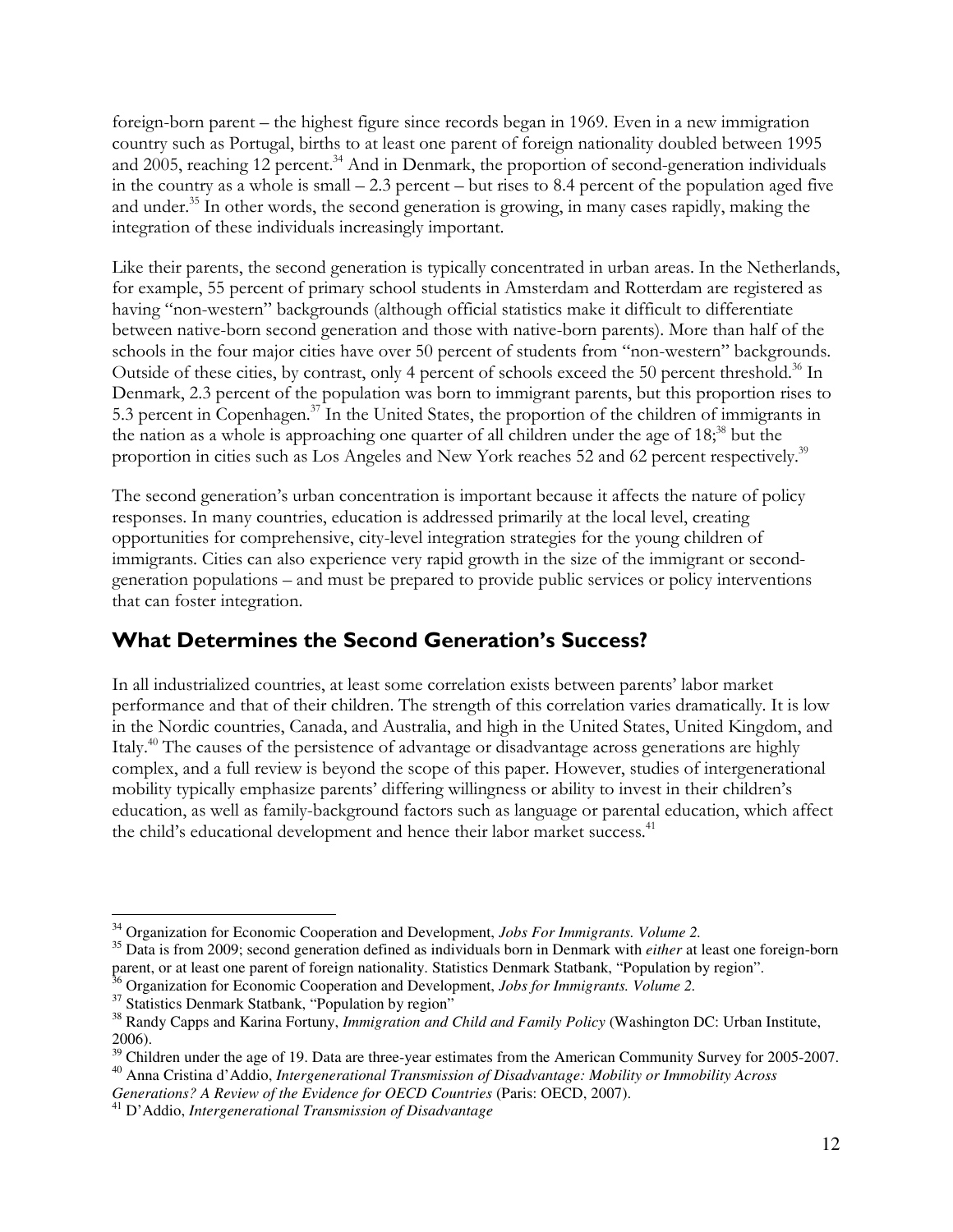foreign-born parent – the highest figure since records began in 1969. Even in a new immigration country such as Portugal, births to at least one parent of foreign nationality doubled between 1995 and 2005, reaching 12 percent.[34] And in Denmark, the proportion of second-generation individuals in the country as a whole is small – 2.3 percent – but rises to 8.4 percent of the population aged five and under.[35] In other words, the second generation is growing, in many cases rapidly, making the integration of these individuals increasingly important.

Like their parents, the second generation is typically concentrated in urban areas. In the Netherlands, for example, 55 percent of primary school students in Amsterdam and Rotterdam are registered as having "non-western" backgrounds (although official statistics make it difficult to differentiate between native-born second generation and those with native-born parents). More than half of the schools in the four major cities have over 50 percent of students from "non-western" backgrounds. Outside of these cities, by contrast, only 4 percent of schools exceed the 50 percent threshold.[36] In Denmark, 2.3 percent of the population was born to immigrant parents, but this proportion rises to 5.3 percent in Copenhagen.[37] In the United States, the proportion of the children of immigrants in the nation as a whole is approaching one quarter of all children under the age of 18;[38] but the proportion in cities such as Los Angeles and New York reaches 52 and 62 percent respectively.[39]

The second generation's urban concentration is important because it affects the nature of policy responses. In many countries, education is addressed primarily at the local level, creating opportunities for comprehensive, city-level integration strategies for the young children of immigrants. Cities can also experience very rapid growth in the size of the immigrant or second-generation populations – and must be prepared to provide public services or policy interventions that can foster integration.

## What Determines the Second Generation's Success?

In all industrialized countries, at least some correlation exists between parents' labor market performance and that of their children. The strength of this correlation varies dramatically. It is low in the Nordic countries, Canada, and Australia, and high in the United States, United Kingdom, and Italy.[40] The causes of the persistence of advantage or disadvantage across generations are highly complex, and a full review is beyond the scope of this paper. However, studies of intergenerational mobility typically emphasize parents' differing willingness or ability to invest in their children's education, as well as family-background factors such as language or parental education, which affect the child's educational development and hence their labor market success.[41]

---

[34] Organization for Economic Cooperation and Development, *Jobs For Immigrants. Volume 2.*

[35] Data is from 2009; second generation defined as individuals born in Denmark with *either* at least one foreign-born parent, or at least one parent of foreign nationality. Statistics Denmark Statbank, "Population by region".

[36] Organization for Economic Cooperation and Development, *Jobs for Immigrants. Volume 2.*

[37] Statistics Denmark Statbank, "Population by region"

[38] Randy Capps and Karina Fortuny, *Immigration and Child and Family Policy* (Washington DC: Urban Institute, 2006).

[39] Children under the age of 19. Data are three-year estimates from the American Community Survey for 2005-2007.

[40] Anna Cristina d'Addio, *Intergenerational Transmission of Disadvantage: Mobility or Immobility Across Generations? A Review of the Evidence for OECD Countries* (Paris: OECD, 2007).

[41] D'Addio, *Intergenerational Transmission of Disadvantage*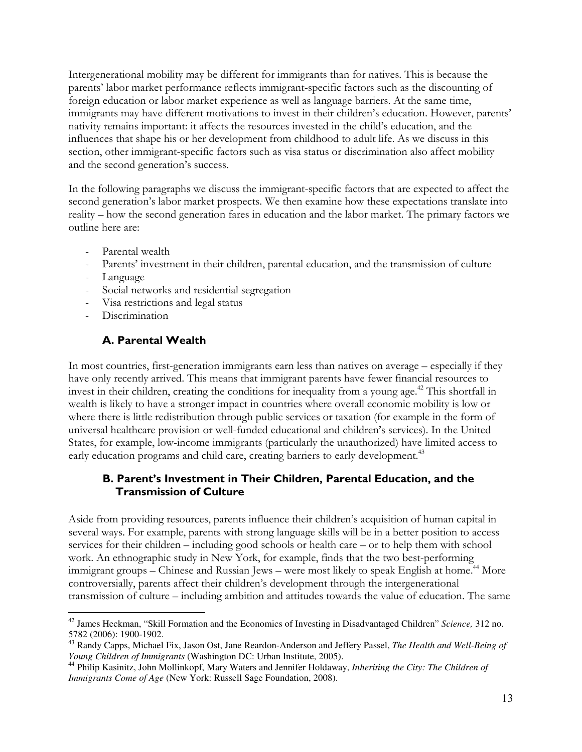Intergenerational mobility may be different for immigrants than for natives. This is because the parents' labor market performance reflects immigrant-specific factors such as the discounting of foreign education or labor market experience as well as language barriers. At the same time, immigrants may have different motivations to invest in their children's education. However, parents' nativity remains important: it affects the resources invested in the child's education, and the influences that shape his or her development from childhood to adult life. As we discuss in this section, other immigrant-specific factors such as visa status or discrimination also affect mobility and the second generation's success.

In the following paragraphs we discuss the immigrant-specific factors that are expected to affect the second generation's labor market prospects. We then examine how these expectations translate into reality – how the second generation fares in education and the labor market. The primary factors we outline here are:

- Parental wealth
- Parents' investment in their children, parental education, and the transmission of culture
- Language
- Social networks and residential segregation
- Visa restrictions and legal status
- Discrimination

### A. Parental Wealth

In most countries, first-generation immigrants earn less than natives on average – especially if they have only recently arrived. This means that immigrant parents have fewer financial resources to invest in their children, creating the conditions for inequality from a young age.[42] This shortfall in wealth is likely to have a stronger impact in countries where overall economic mobility is low or where there is little redistribution through public services or taxation (for example in the form of universal healthcare provision or well-funded educational and children's services). In the United States, for example, low-income immigrants (particularly the unauthorized) have limited access to early education programs and child care, creating barriers to early development.[43]

### B. Parent's Investment in Their Children, Parental Education, and the Transmission of Culture

Aside from providing resources, parents influence their children's acquisition of human capital in several ways. For example, parents with strong language skills will be in a better position to access services for their children – including good schools or health care – or to help them with school work. An ethnographic study in New York, for example, finds that the two best-performing immigrant groups – Chinese and Russian Jews – were most likely to speak English at home.[44] More controversially, parents affect their children's development through the intergenerational transmission of culture – including ambition and attitudes towards the value of education. The same

---

[42] James Heckman, "Skill Formation and the Economics of Investing in Disadvantaged Children" *Science,* 312 no. 5782 (2006): 1900-1902.

[43] Randy Capps, Michael Fix, Jason Ost, Jane Reardon-Anderson and Jeffery Passel, *The Health and Well-Being of Young Children of Immigrants* (Washington DC: Urban Institute, 2005).

[44] Philip Kasinitz, John Mollinkopf, Mary Waters and Jennifer Holdaway, *Inheriting the City: The Children of Immigrants Come of Age* (New York: Russell Sage Foundation, 2008).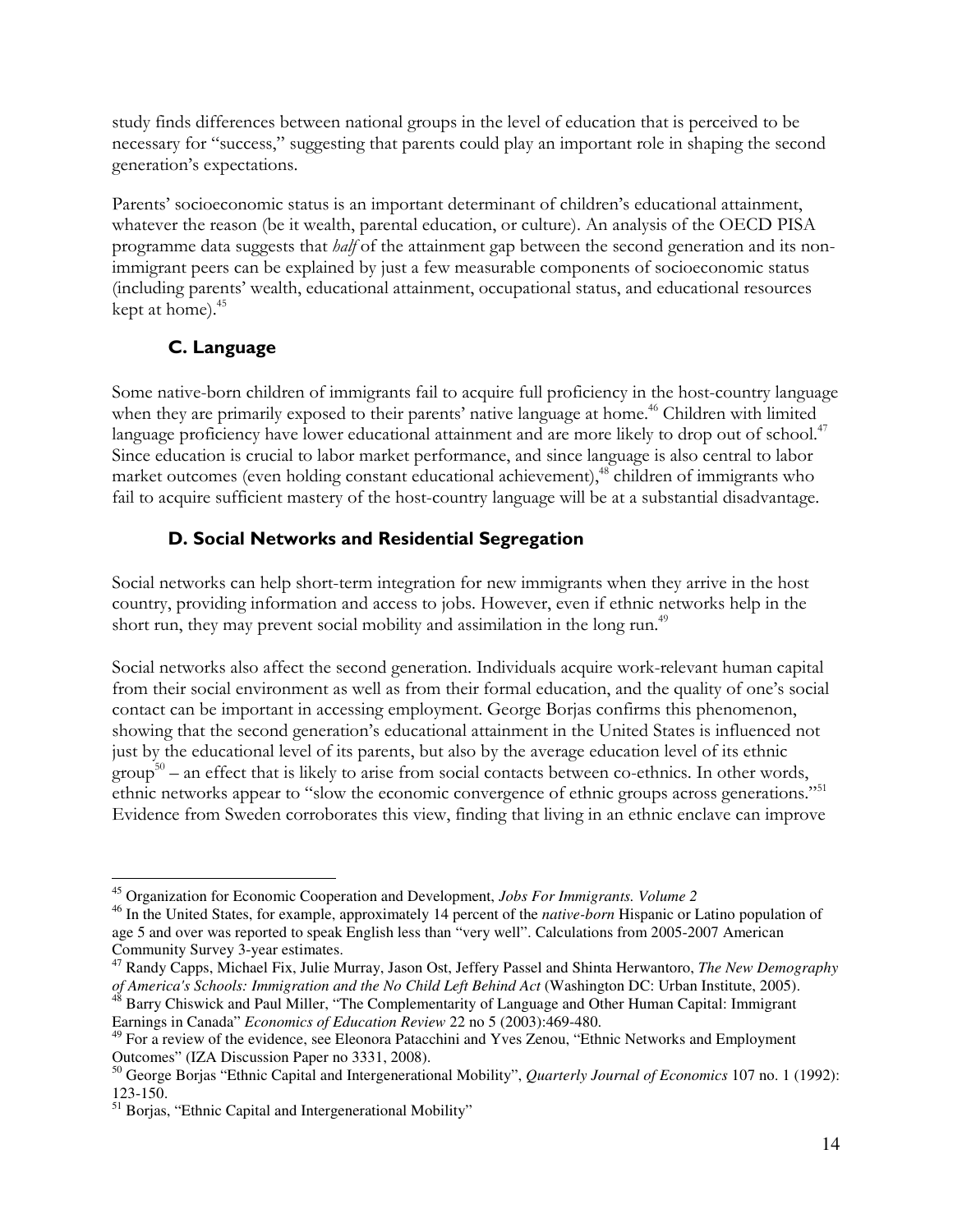study finds differences between national groups in the level of education that is perceived to be necessary for "success," suggesting that parents could play an important role in shaping the second generation's expectations.

Parents' socioeconomic status is an important determinant of children's educational attainment, whatever the reason (be it wealth, parental education, or culture). An analysis of the OECD PISA programme data suggests that *half* of the attainment gap between the second generation and its non-immigrant peers can be explained by just a few measurable components of socioeconomic status (including parents' wealth, educational attainment, occupational status, and educational resources kept at home).[45]

### C. Language

Some native-born children of immigrants fail to acquire full proficiency in the host-country language when they are primarily exposed to their parents' native language at home.[46] Children with limited language proficiency have lower educational attainment and are more likely to drop out of school.[47] Since education is crucial to labor market performance, and since language is also central to labor market outcomes (even holding constant educational achievement),[48] children of immigrants who fail to acquire sufficient mastery of the host-country language will be at a substantial disadvantage.

### D. Social Networks and Residential Segregation

Social networks can help short-term integration for new immigrants when they arrive in the host country, providing information and access to jobs. However, even if ethnic networks help in the short run, they may prevent social mobility and assimilation in the long run.[49]

Social networks also affect the second generation. Individuals acquire work-relevant human capital from their social environment as well as from their formal education, and the quality of one's social contact can be important in accessing employment. George Borjas confirms this phenomenon, showing that the second generation's educational attainment in the United States is influenced not just by the educational level of its parents, but also by the average education level of its ethnic group[50] – an effect that is likely to arise from social contacts between co-ethnics. In other words, ethnic networks appear to "slow the economic convergence of ethnic groups across generations."[51] Evidence from Sweden corroborates this view, finding that living in an ethnic enclave can improve

---

[45] Organization for Economic Cooperation and Development, *Jobs For Immigrants. Volume 2*

[46] In the United States, for example, approximately 14 percent of the *native-born* Hispanic or Latino population of age 5 and over was reported to speak English less than "very well". Calculations from 2005-2007 American Community Survey 3-year estimates.

[47] Randy Capps, Michael Fix, Julie Murray, Jason Ost, Jeffery Passel and Shinta Herwantoro, *The New Demography of America's Schools: Immigration and the No Child Left Behind Act* (Washington DC: Urban Institute, 2005).

[48] Barry Chiswick and Paul Miller, "The Complementarity of Language and Other Human Capital: Immigrant Earnings in Canada" *Economics of Education Review* 22 no 5 (2003):469-480.

[49] For a review of the evidence, see Eleonora Patacchini and Yves Zenou, "Ethnic Networks and Employment Outcomes" (IZA Discussion Paper no 3331, 2008).

[50] George Borjas "Ethnic Capital and Intergenerational Mobility", *Quarterly Journal of Economics* 107 no. 1 (1992): 123-150.

[51] Borjas, "Ethnic Capital and Intergenerational Mobility"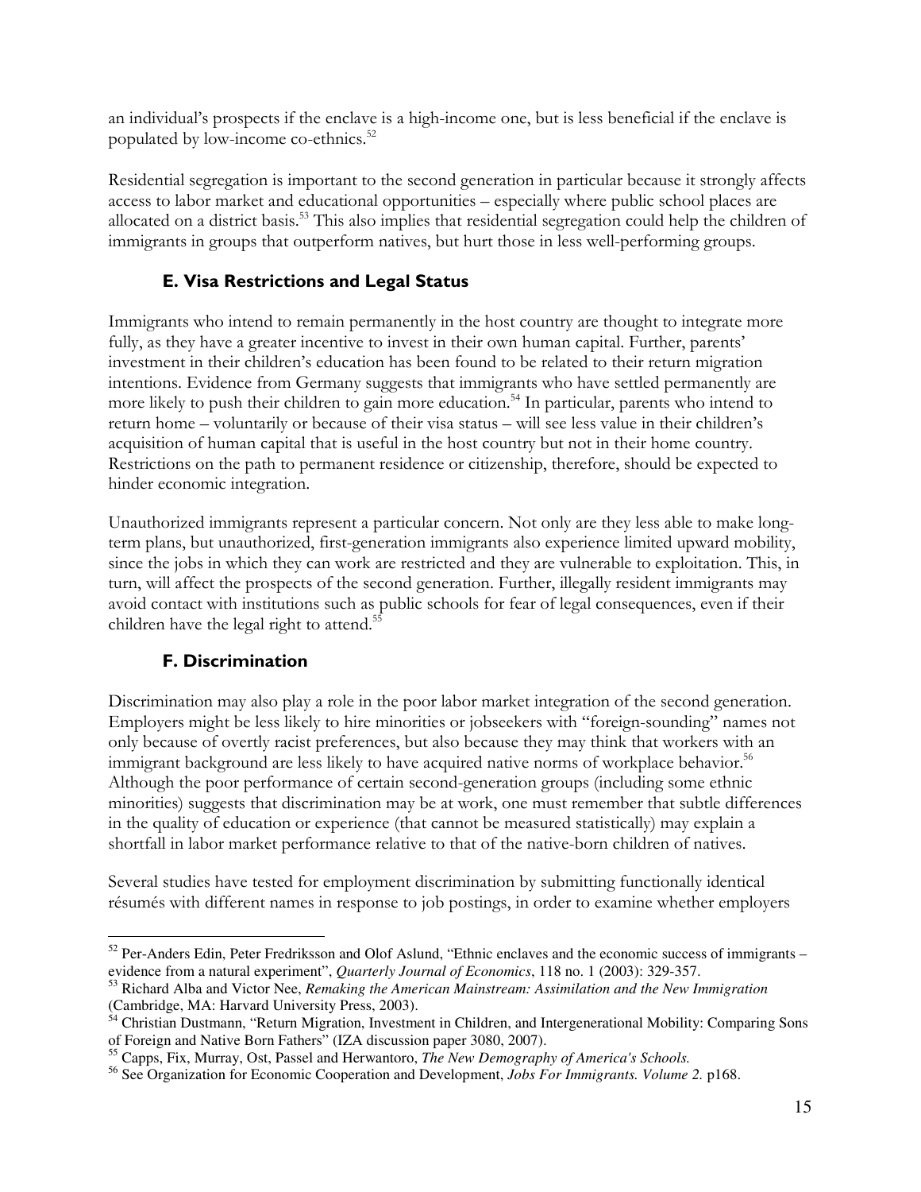an individual's prospects if the enclave is a high-income one, but is less beneficial if the enclave is populated by low-income co-ethnics.[52]

Residential segregation is important to the second generation in particular because it strongly affects access to labor market and educational opportunities – especially where public school places are allocated on a district basis.[53] This also implies that residential segregation could help the children of immigrants in groups that outperform natives, but hurt those in less well-performing groups.

### E. Visa Restrictions and Legal Status

Immigrants who intend to remain permanently in the host country are thought to integrate more fully, as they have a greater incentive to invest in their own human capital. Further, parents' investment in their children's education has been found to be related to their return migration intentions. Evidence from Germany suggests that immigrants who have settled permanently are more likely to push their children to gain more education.[54] In particular, parents who intend to return home – voluntarily or because of their visa status – will see less value in their children's acquisition of human capital that is useful in the host country but not in their home country. Restrictions on the path to permanent residence or citizenship, therefore, should be expected to hinder economic integration.

Unauthorized immigrants represent a particular concern. Not only are they less able to make long-term plans, but unauthorized, first-generation immigrants also experience limited upward mobility, since the jobs in which they can work are restricted and they are vulnerable to exploitation. This, in turn, will affect the prospects of the second generation. Further, illegally resident immigrants may avoid contact with institutions such as public schools for fear of legal consequences, even if their children have the legal right to attend.[55]

### F. Discrimination

Discrimination may also play a role in the poor labor market integration of the second generation. Employers might be less likely to hire minorities or jobseekers with "foreign-sounding" names not only because of overtly racist preferences, but also because they may think that workers with an immigrant background are less likely to have acquired native norms of workplace behavior.[56] Although the poor performance of certain second-generation groups (including some ethnic minorities) suggests that discrimination may be at work, one must remember that subtle differences in the quality of education or experience (that cannot be measured statistically) may explain a shortfall in labor market performance relative to that of the native-born children of natives.

Several studies have tested for employment discrimination by submitting functionally identical résumés with different names in response to job postings, in order to examine whether employers

---

[52] Per-Anders Edin, Peter Fredriksson and Olof Aslund, "Ethnic enclaves and the economic success of immigrants – evidence from a natural experiment", *Quarterly Journal of Economics*, 118 no. 1 (2003): 329-357.

[53] Richard Alba and Victor Nee, *Remaking the American Mainstream: Assimilation and the New Immigration* (Cambridge, MA: Harvard University Press, 2003).

[54] Christian Dustmann, "Return Migration, Investment in Children, and Intergenerational Mobility: Comparing Sons of Foreign and Native Born Fathers" (IZA discussion paper 3080, 2007).

[55] Capps, Fix, Murray, Ost, Passel and Herwantoro, *The New Demography of America's Schools.*

[56] See Organization for Economic Cooperation and Development, *Jobs For Immigrants. Volume 2.* p168.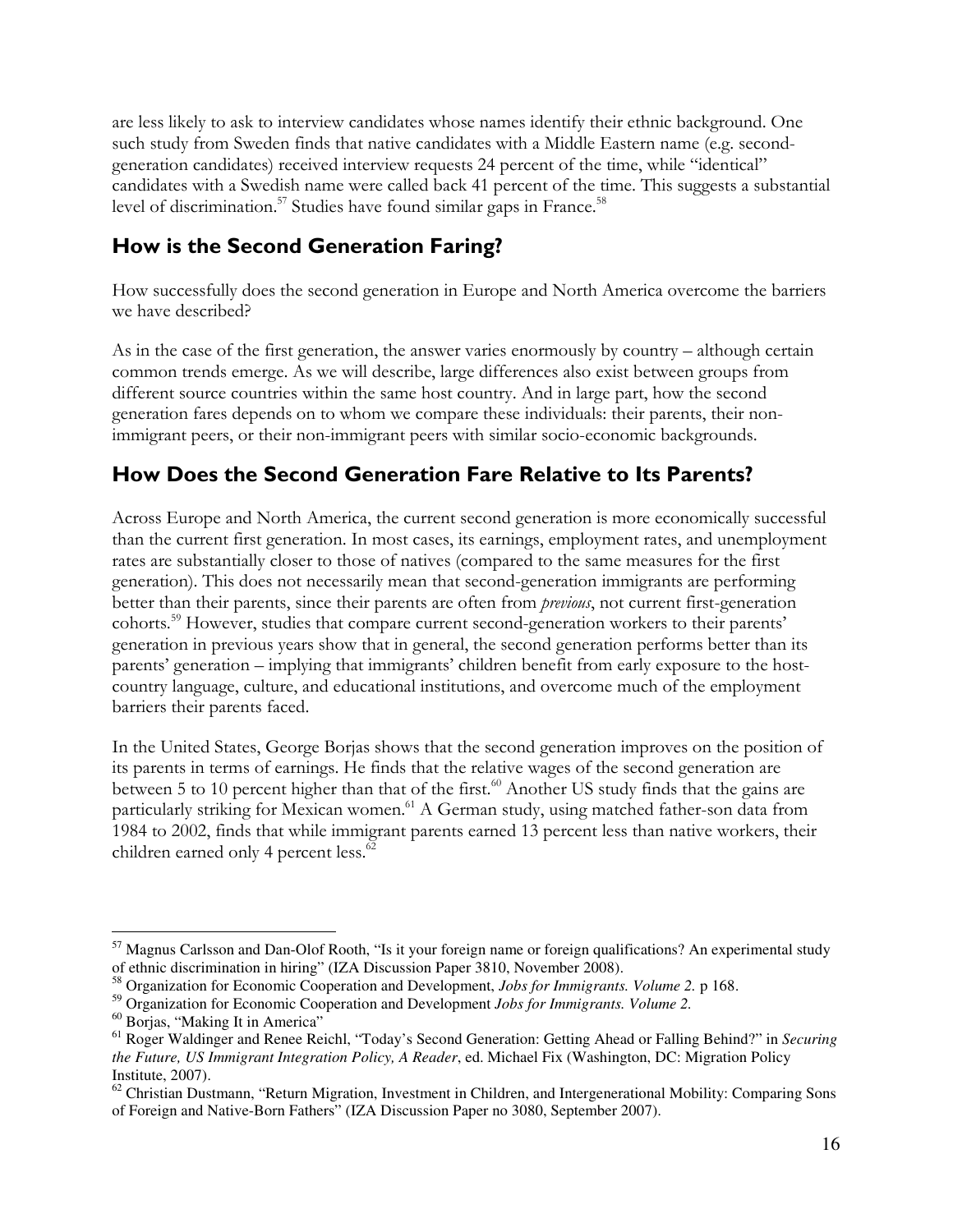are less likely to ask to interview candidates whose names identify their ethnic background. One such study from Sweden finds that native candidates with a Middle Eastern name (e.g. second-generation candidates) received interview requests 24 percent of the time, while "identical" candidates with a Swedish name were called back 41 percent of the time. This suggests a substantial level of discrimination.[57] Studies have found similar gaps in France.[58]

## How is the Second Generation Faring?

How successfully does the second generation in Europe and North America overcome the barriers we have described?

As in the case of the first generation, the answer varies enormously by country – although certain common trends emerge. As we will describe, large differences also exist between groups from different source countries within the same host country. And in large part, how the second generation fares depends on to whom we compare these individuals: their parents, their non-immigrant peers, or their non-immigrant peers with similar socio-economic backgrounds.

## How Does the Second Generation Fare Relative to Its Parents?

Across Europe and North America, the current second generation is more economically successful than the current first generation. In most cases, its earnings, employment rates, and unemployment rates are substantially closer to those of natives (compared to the same measures for the first generation). This does not necessarily mean that second-generation immigrants are performing better than their parents, since their parents are often from *previous*, not current first-generation cohorts.[59] However, studies that compare current second-generation workers to their parents' generation in previous years show that in general, the second generation performs better than its parents' generation – implying that immigrants' children benefit from early exposure to the host-country language, culture, and educational institutions, and overcome much of the employment barriers their parents faced.

In the United States, George Borjas shows that the second generation improves on the position of its parents in terms of earnings. He finds that the relative wages of the second generation are between 5 to 10 percent higher than that of the first.[60] Another US study finds that the gains are particularly striking for Mexican women.[61] A German study, using matched father-son data from 1984 to 2002, finds that while immigrant parents earned 13 percent less than native workers, their children earned only 4 percent less.[62]

---

[57] Magnus Carlsson and Dan-Olof Rooth, "Is it your foreign name or foreign qualifications? An experimental study of ethnic discrimination in hiring" (IZA Discussion Paper 3810, November 2008).

[58] Organization for Economic Cooperation and Development, *Jobs for Immigrants. Volume 2.* p 168.

[59] Organization for Economic Cooperation and Development *Jobs for Immigrants. Volume 2.*

[60] Borjas, "Making It in America"

[61] Roger Waldinger and Renee Reichl, "Today's Second Generation: Getting Ahead or Falling Behind?" in *Securing the Future, US Immigrant Integration Policy, A Reader*, ed. Michael Fix (Washington, DC: Migration Policy Institute, 2007).

[62] Christian Dustmann, "Return Migration, Investment in Children, and Intergenerational Mobility: Comparing Sons of Foreign and Native-Born Fathers" (IZA Discussion Paper no 3080, September 2007).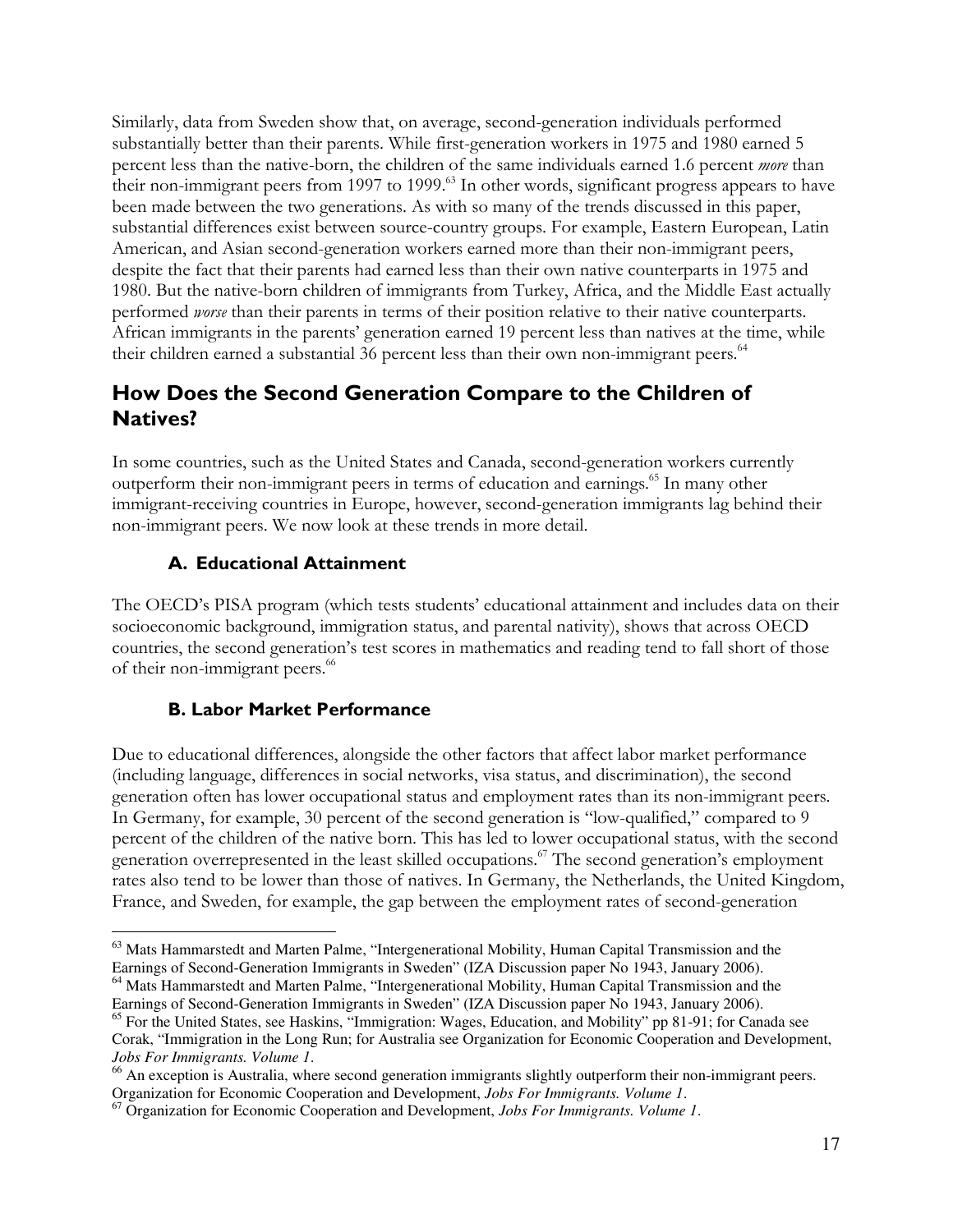Similarly, data from Sweden show that, on average, second-generation individuals performed substantially better than their parents. While first-generation workers in 1975 and 1980 earned 5 percent less than the native-born, the children of the same individuals earned 1.6 percent *more* than their non-immigrant peers from 1997 to 1999.[63] In other words, significant progress appears to have been made between the two generations. As with so many of the trends discussed in this paper, substantial differences exist between source-country groups. For example, Eastern European, Latin American, and Asian second-generation workers earned more than their non-immigrant peers, despite the fact that their parents had earned less than their own native counterparts in 1975 and 1980. But the native-born children of immigrants from Turkey, Africa, and the Middle East actually performed *worse* than their parents in terms of their position relative to their native counterparts. African immigrants in the parents' generation earned 19 percent less than natives at the time, while their children earned a substantial 36 percent less than their own non-immigrant peers.[64]

## How Does the Second Generation Compare to the Children of Natives?

In some countries, such as the United States and Canada, second-generation workers currently outperform their non-immigrant peers in terms of education and earnings.[65] In many other immigrant-receiving countries in Europe, however, second-generation immigrants lag behind their non-immigrant peers. We now look at these trends in more detail.

### A. Educational Attainment

The OECD's PISA program (which tests students' educational attainment and includes data on their socioeconomic background, immigration status, and parental nativity), shows that across OECD countries, the second generation's test scores in mathematics and reading tend to fall short of those of their non-immigrant peers.[66]

### B. Labor Market Performance

Due to educational differences, alongside the other factors that affect labor market performance (including language, differences in social networks, visa status, and discrimination), the second generation often has lower occupational status and employment rates than its non-immigrant peers. In Germany, for example, 30 percent of the second generation is "low-qualified," compared to 9 percent of the children of the native born. This has led to lower occupational status, with the second generation overrepresented in the least skilled occupations.[67] The second generation's employment rates also tend to be lower than those of natives. In Germany, the Netherlands, the United Kingdom, France, and Sweden, for example, the gap between the employment rates of second-generation

---

[63] Mats Hammarstedt and Marten Palme, "Intergenerational Mobility, Human Capital Transmission and the Earnings of Second-Generation Immigrants in Sweden" (IZA Discussion paper No 1943, January 2006).

[64] Mats Hammarstedt and Marten Palme, "Intergenerational Mobility, Human Capital Transmission and the Earnings of Second-Generation Immigrants in Sweden" (IZA Discussion paper No 1943, January 2006).

[65] For the United States, see Haskins, "Immigration: Wages, Education, and Mobility" pp 81-91; for Canada see Corak, "Immigration in the Long Run; for Australia see Organization for Economic Cooperation and Development, *Jobs For Immigrants. Volume 1*.

[66] An exception is Australia, where second generation immigrants slightly outperform their non-immigrant peers. Organization for Economic Cooperation and Development, *Jobs For Immigrants. Volume 1*.

[67] Organization for Economic Cooperation and Development, *Jobs For Immigrants. Volume 1*.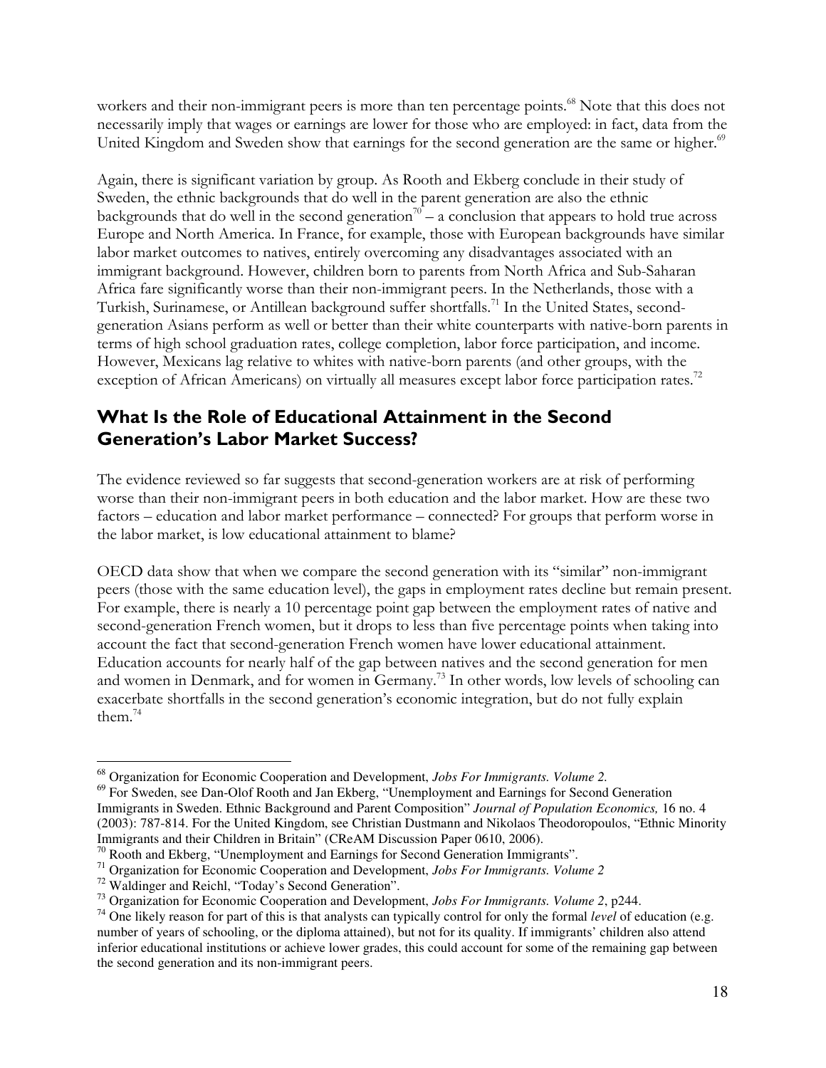workers and their non-immigrant peers is more than ten percentage points.[68] Note that this does not necessarily imply that wages or earnings are lower for those who are employed: in fact, data from the United Kingdom and Sweden show that earnings for the second generation are the same or higher.[69]

Again, there is significant variation by group. As Rooth and Ekberg conclude in their study of Sweden, the ethnic backgrounds that do well in the parent generation are also the ethnic backgrounds that do well in the second generation[70] – a conclusion that appears to hold true across Europe and North America. In France, for example, those with European backgrounds have similar labor market outcomes to natives, entirely overcoming any disadvantages associated with an immigrant background. However, children born to parents from North Africa and Sub-Saharan Africa fare significantly worse than their non-immigrant peers. In the Netherlands, those with a Turkish, Surinamese, or Antillean background suffer shortfalls.[71] In the United States, second-generation Asians perform as well or better than their white counterparts with native-born parents in terms of high school graduation rates, college completion, labor force participation, and income. However, Mexicans lag relative to whites with native-born parents (and other groups, with the exception of African Americans) on virtually all measures except labor force participation rates.[72]

## What Is the Role of Educational Attainment in the Second Generation's Labor Market Success?

The evidence reviewed so far suggests that second-generation workers are at risk of performing worse than their non-immigrant peers in both education and the labor market. How are these two factors – education and labor market performance – connected? For groups that perform worse in the labor market, is low educational attainment to blame?

OECD data show that when we compare the second generation with its "similar" non-immigrant peers (those with the same education level), the gaps in employment rates decline but remain present. For example, there is nearly a 10 percentage point gap between the employment rates of native and second-generation French women, but it drops to less than five percentage points when taking into account the fact that second-generation French women have lower educational attainment. Education accounts for nearly half of the gap between natives and the second generation for men and women in Denmark, and for women in Germany.[73] In other words, low levels of schooling can exacerbate shortfalls in the second generation's economic integration, but do not fully explain them.[74]

---

[68] Organization for Economic Cooperation and Development, *Jobs For Immigrants. Volume 2.*

[69] For Sweden, see Dan-Olof Rooth and Jan Ekberg, "Unemployment and Earnings for Second Generation Immigrants in Sweden. Ethnic Background and Parent Composition" *Journal of Population Economics,* 16 no. 4 (2003): 787-814. For the United Kingdom, see Christian Dustmann and Nikolaos Theodoropoulos, "Ethnic Minority Immigrants and their Children in Britain" (CReAM Discussion Paper 0610, 2006).

[70] Rooth and Ekberg, "Unemployment and Earnings for Second Generation Immigrants".

[71] Organization for Economic Cooperation and Development, *Jobs For Immigrants. Volume 2*

[72] Waldinger and Reichl, "Today's Second Generation".

[73] Organization for Economic Cooperation and Development, *Jobs For Immigrants. Volume 2*, p244.

[74] One likely reason for part of this is that analysts can typically control for only the formal *level* of education (e.g. number of years of schooling, or the diploma attained), but not for its quality. If immigrants' children also attend inferior educational institutions or achieve lower grades, this could account for some of the remaining gap between the second generation and its non-immigrant peers.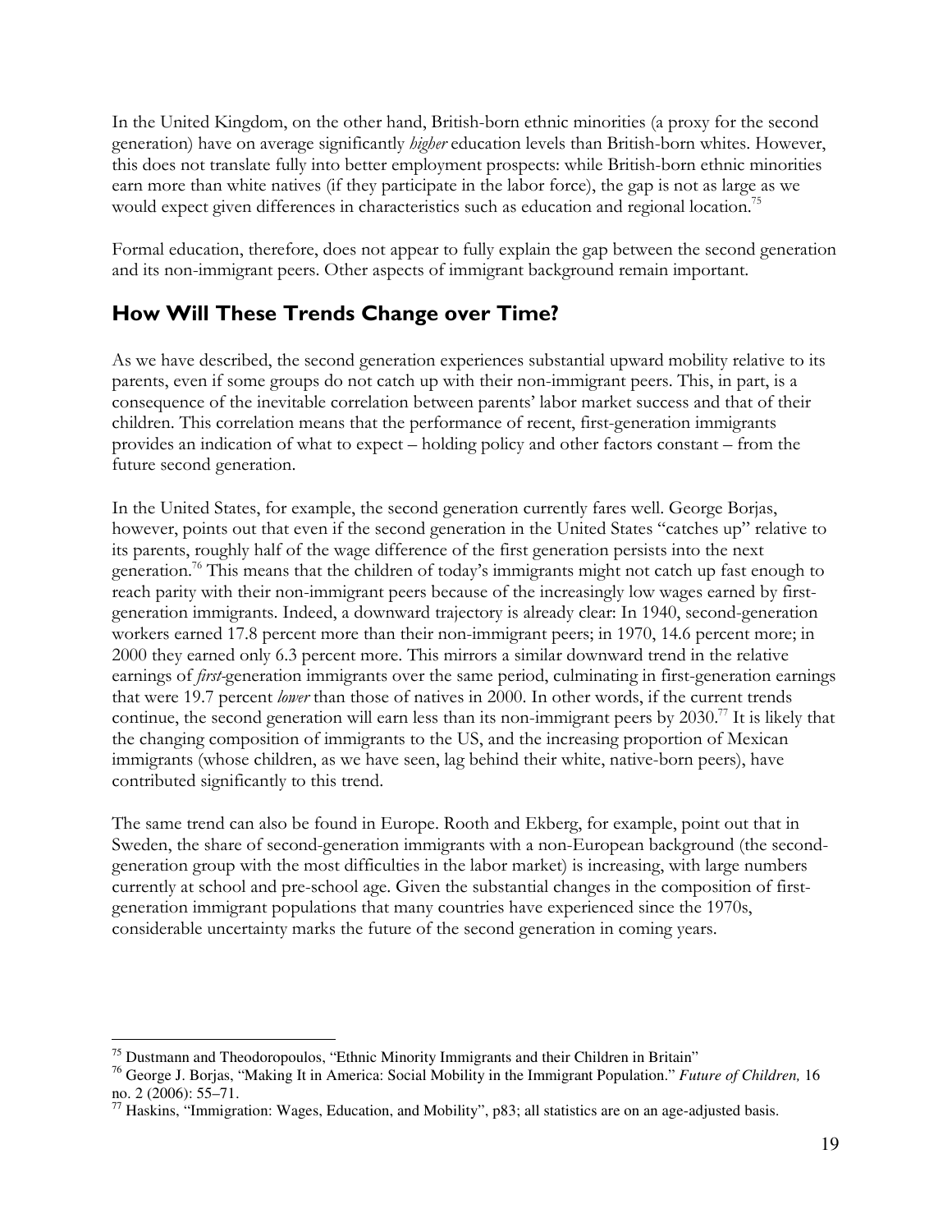In the United Kingdom, on the other hand, British-born ethnic minorities (a proxy for the second generation) have on average significantly *higher* education levels than British-born whites. However, this does not translate fully into better employment prospects: while British-born ethnic minorities earn more than white natives (if they participate in the labor force), the gap is not as large as we would expect given differences in characteristics such as education and regional location.[75]

Formal education, therefore, does not appear to fully explain the gap between the second generation and its non-immigrant peers. Other aspects of immigrant background remain important.

## How Will These Trends Change over Time?

As we have described, the second generation experiences substantial upward mobility relative to its parents, even if some groups do not catch up with their non-immigrant peers. This, in part, is a consequence of the inevitable correlation between parents' labor market success and that of their children. This correlation means that the performance of recent, first-generation immigrants provides an indication of what to expect – holding policy and other factors constant – from the future second generation.

In the United States, for example, the second generation currently fares well. George Borjas, however, points out that even if the second generation in the United States "catches up" relative to its parents, roughly half of the wage difference of the first generation persists into the next generation.[76] This means that the children of today's immigrants might not catch up fast enough to reach parity with their non-immigrant peers because of the increasingly low wages earned by first-generation immigrants. Indeed, a downward trajectory is already clear: In 1940, second-generation workers earned 17.8 percent more than their non-immigrant peers; in 1970, 14.6 percent more; in 2000 they earned only 6.3 percent more. This mirrors a similar downward trend in the relative earnings of *first*-generation immigrants over the same period, culminating in first-generation earnings that were 19.7 percent *lower* than those of natives in 2000. In other words, if the current trends continue, the second generation will earn less than its non-immigrant peers by 2030.[77] It is likely that the changing composition of immigrants to the US, and the increasing proportion of Mexican immigrants (whose children, as we have seen, lag behind their white, native-born peers), have contributed significantly to this trend.

The same trend can also be found in Europe. Rooth and Ekberg, for example, point out that in Sweden, the share of second-generation immigrants with a non-European background (the second-generation group with the most difficulties in the labor market) is increasing, with large numbers currently at school and pre-school age. Given the substantial changes in the composition of first-generation immigrant populations that many countries have experienced since the 1970s, considerable uncertainty marks the future of the second generation in coming years.

---

[75] Dustmann and Theodoropoulos, "Ethnic Minority Immigrants and their Children in Britain"

[76] George J. Borjas, "Making It in America: Social Mobility in the Immigrant Population." *Future of Children,* 16 no. 2 (2006): 55–71.

[77] Haskins, "Immigration: Wages, Education, and Mobility", p83; all statistics are on an age-adjusted basis.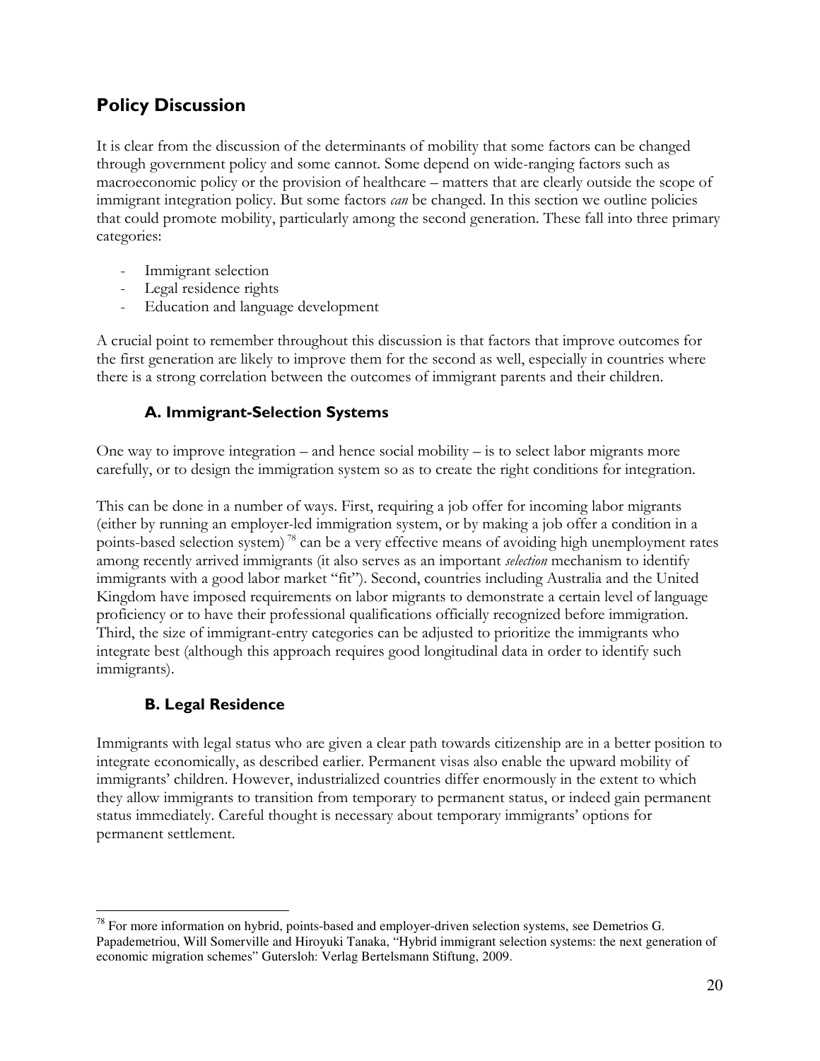## Policy Discussion

It is clear from the discussion of the determinants of mobility that some factors can be changed through government policy and some cannot. Some depend on wide-ranging factors such as macroeconomic policy or the provision of healthcare – matters that are clearly outside the scope of immigrant integration policy. But some factors *can* be changed. In this section we outline policies that could promote mobility, particularly among the second generation. These fall into three primary categories:

- Immigrant selection
- Legal residence rights
- Education and language development

A crucial point to remember throughout this discussion is that factors that improve outcomes for the first generation are likely to improve them for the second as well, especially in countries where there is a strong correlation between the outcomes of immigrant parents and their children.

### A. Immigrant-Selection Systems

One way to improve integration – and hence social mobility – is to select labor migrants more carefully, or to design the immigration system so as to create the right conditions for integration.

This can be done in a number of ways. First, requiring a job offer for incoming labor migrants (either by running an employer-led immigration system, or by making a job offer a condition in a points-based selection system) [78] can be a very effective means of avoiding high unemployment rates among recently arrived immigrants (it also serves as an important *selection* mechanism to identify immigrants with a good labor market "fit"). Second, countries including Australia and the United Kingdom have imposed requirements on labor migrants to demonstrate a certain level of language proficiency or to have their professional qualifications officially recognized before immigration. Third, the size of immigrant-entry categories can be adjusted to prioritize the immigrants who integrate best (although this approach requires good longitudinal data in order to identify such immigrants).

### B. Legal Residence

Immigrants with legal status who are given a clear path towards citizenship are in a better position to integrate economically, as described earlier. Permanent visas also enable the upward mobility of immigrants' children. However, industrialized countries differ enormously in the extent to which they allow immigrants to transition from temporary to permanent status, or indeed gain permanent status immediately. Careful thought is necessary about temporary immigrants' options for permanent settlement.

[78] For more information on hybrid, points-based and employer-driven selection systems, see Demetrios G. Papademetriou, Will Somerville and Hiroyuki Tanaka, "Hybrid immigrant selection systems: the next generation of economic migration schemes" Gutersloh: Verlag Bertelsmann Stiftung, 2009.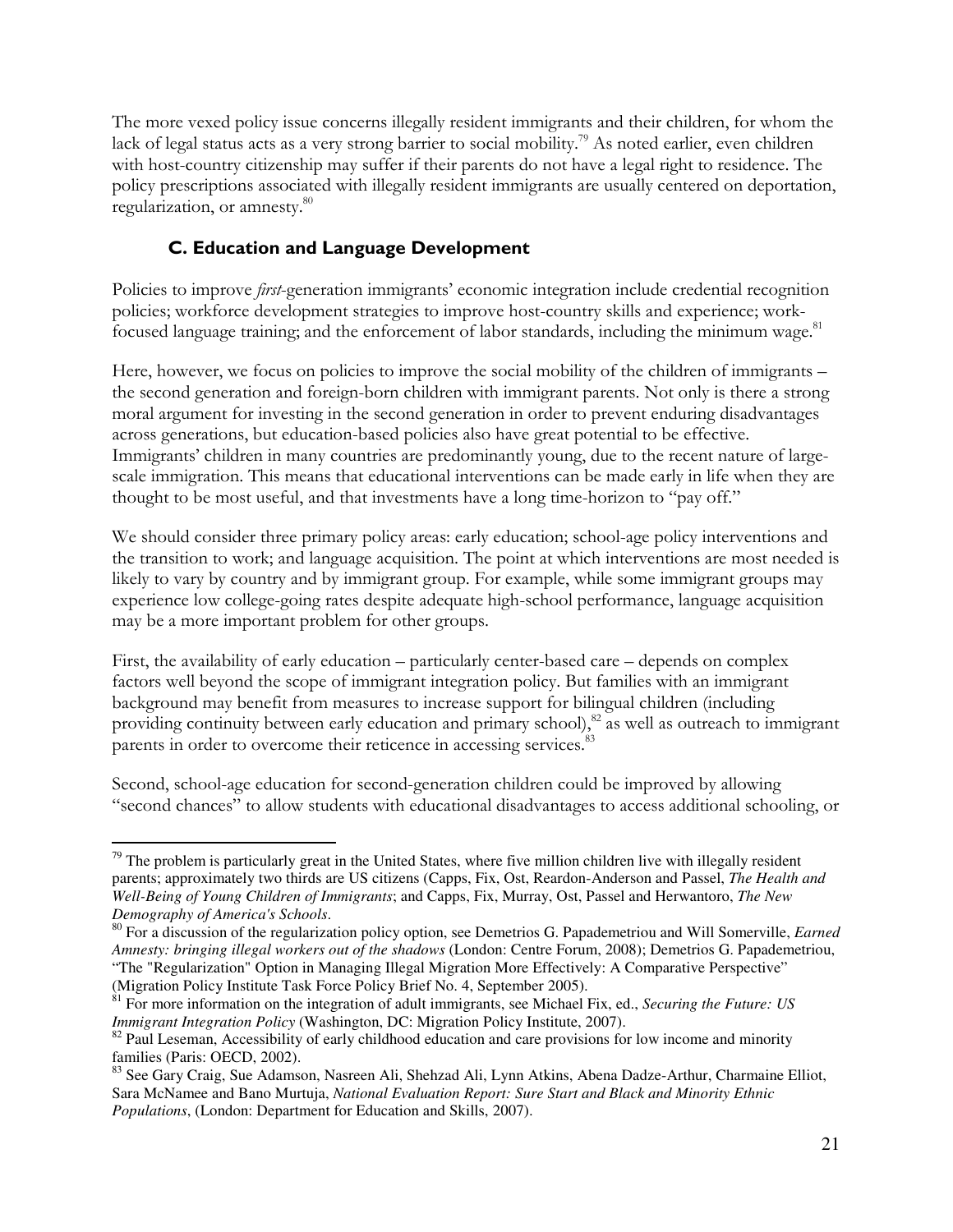The more vexed policy issue concerns illegally resident immigrants and their children, for whom the lack of legal status acts as a very strong barrier to social mobility.[79] As noted earlier, even children with host-country citizenship may suffer if their parents do not have a legal right to residence. The policy prescriptions associated with illegally resident immigrants are usually centered on deportation, regularization, or amnesty.[80]

### C. Education and Language Development

Policies to improve *first*-generation immigrants' economic integration include credential recognition policies; workforce development strategies to improve host-country skills and experience; work-focused language training; and the enforcement of labor standards, including the minimum wage.[81]

Here, however, we focus on policies to improve the social mobility of the children of immigrants – the second generation and foreign-born children with immigrant parents. Not only is there a strong moral argument for investing in the second generation in order to prevent enduring disadvantages across generations, but education-based policies also have great potential to be effective. Immigrants' children in many countries are predominantly young, due to the recent nature of large-scale immigration. This means that educational interventions can be made early in life when they are thought to be most useful, and that investments have a long time-horizon to "pay off."

We should consider three primary policy areas: early education; school-age policy interventions and the transition to work; and language acquisition. The point at which interventions are most needed is likely to vary by country and by immigrant group. For example, while some immigrant groups may experience low college-going rates despite adequate high-school performance, language acquisition may be a more important problem for other groups.

First, the availability of early education – particularly center-based care – depends on complex factors well beyond the scope of immigrant integration policy. But families with an immigrant background may benefit from measures to increase support for bilingual children (including providing continuity between early education and primary school),[82] as well as outreach to immigrant parents in order to overcome their reticence in accessing services.[83]

Second, school-age education for second-generation children could be improved by allowing "second chances" to allow students with educational disadvantages to access additional schooling, or

---

[79] The problem is particularly great in the United States, where five million children live with illegally resident parents; approximately two thirds are US citizens (Capps, Fix, Ost, Reardon-Anderson and Passel, *The Health and Well-Being of Young Children of Immigrants*; and Capps, Fix, Murray, Ost, Passel and Herwantoro, *The New Demography of America's Schools*.

[80] For a discussion of the regularization policy option, see Demetrios G. Papademetriou and Will Somerville, *Earned Amnesty: bringing illegal workers out of the shadows* (London: Centre Forum, 2008); Demetrios G. Papademetriou, "The "Regularization" Option in Managing Illegal Migration More Effectively: A Comparative Perspective" (Migration Policy Institute Task Force Policy Brief No. 4, September 2005).

[81] For more information on the integration of adult immigrants, see Michael Fix, ed., *Securing the Future: US Immigrant Integration Policy* (Washington, DC: Migration Policy Institute, 2007).

[82] Paul Leseman, Accessibility of early childhood education and care provisions for low income and minority families (Paris: OECD, 2002).

[83] See Gary Craig, Sue Adamson, Nasreen Ali, Shehzad Ali, Lynn Atkins, Abena Dadze-Arthur, Charmaine Elliot, Sara McNamee and Bano Murtuja, *National Evaluation Report: Sure Start and Black and Minority Ethnic Populations*, (London: Department for Education and Skills, 2007).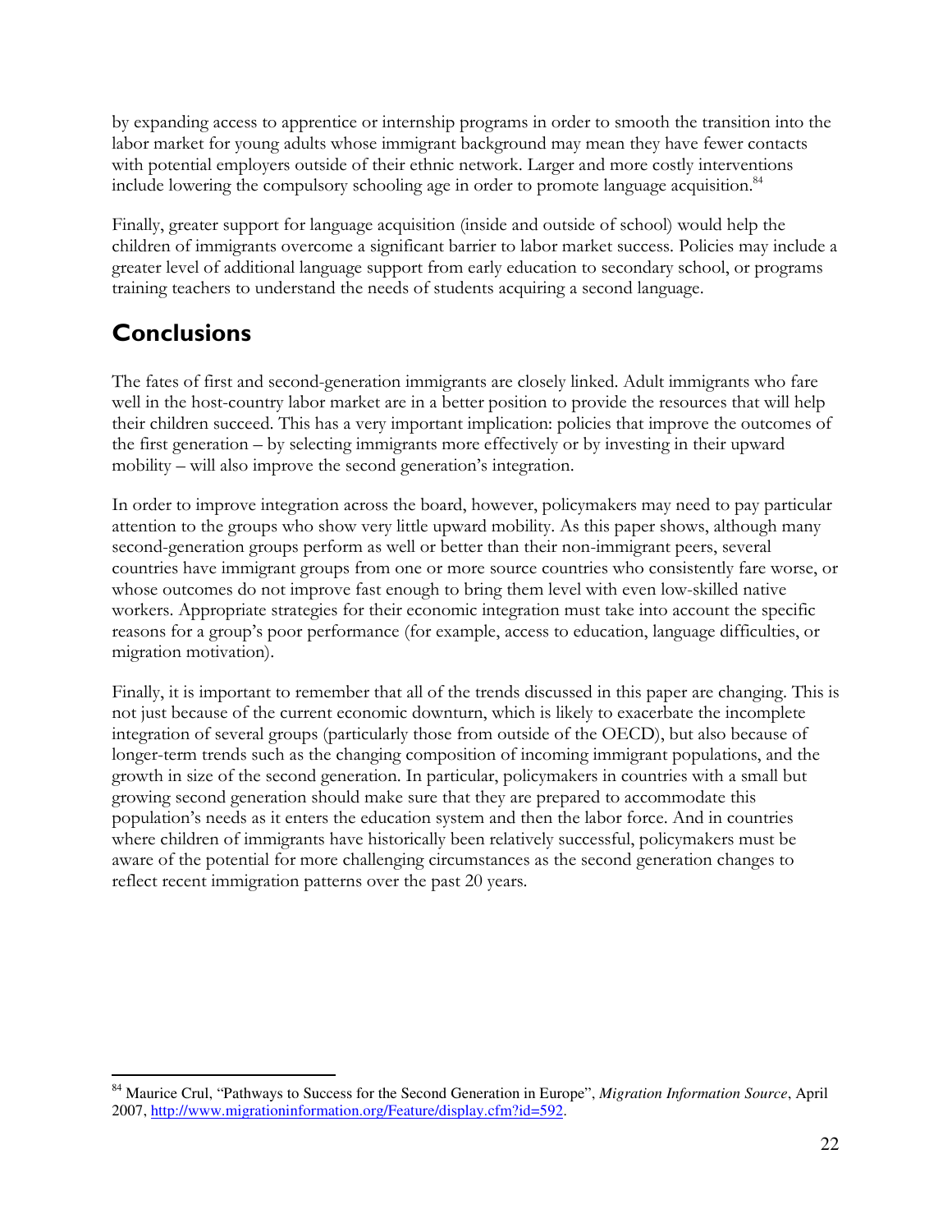by expanding access to apprentice or internship programs in order to smooth the transition into the labor market for young adults whose immigrant background may mean they have fewer contacts with potential employers outside of their ethnic network. Larger and more costly interventions include lowering the compulsory schooling age in order to promote language acquisition.[84]

Finally, greater support for language acquisition (inside and outside of school) would help the children of immigrants overcome a significant barrier to labor market success. Policies may include a greater level of additional language support from early education to secondary school, or programs training teachers to understand the needs of students acquiring a second language.

## Conclusions

The fates of first and second-generation immigrants are closely linked. Adult immigrants who fare well in the host-country labor market are in a better position to provide the resources that will help their children succeed. This has a very important implication: policies that improve the outcomes of the first generation – by selecting immigrants more effectively or by investing in their upward mobility – will also improve the second generation's integration.

In order to improve integration across the board, however, policymakers may need to pay particular attention to the groups who show very little upward mobility. As this paper shows, although many second-generation groups perform as well or better than their non-immigrant peers, several countries have immigrant groups from one or more source countries who consistently fare worse, or whose outcomes do not improve fast enough to bring them level with even low-skilled native workers. Appropriate strategies for their economic integration must take into account the specific reasons for a group's poor performance (for example, access to education, language difficulties, or migration motivation).

Finally, it is important to remember that all of the trends discussed in this paper are changing. This is not just because of the current economic downturn, which is likely to exacerbate the incomplete integration of several groups (particularly those from outside of the OECD), but also because of longer-term trends such as the changing composition of incoming immigrant populations, and the growth in size of the second generation. In particular, policymakers in countries with a small but growing second generation should make sure that they are prepared to accommodate this population's needs as it enters the education system and then the labor force. And in countries where children of immigrants have historically been relatively successful, policymakers must be aware of the potential for more challenging circumstances as the second generation changes to reflect recent immigration patterns over the past 20 years.

---

[84] Maurice Crul, "Pathways to Success for the Second Generation in Europe", *Migration Information Source*, April 2007, http://www.migrationinformation.org/Feature/display.cfm?id=592.